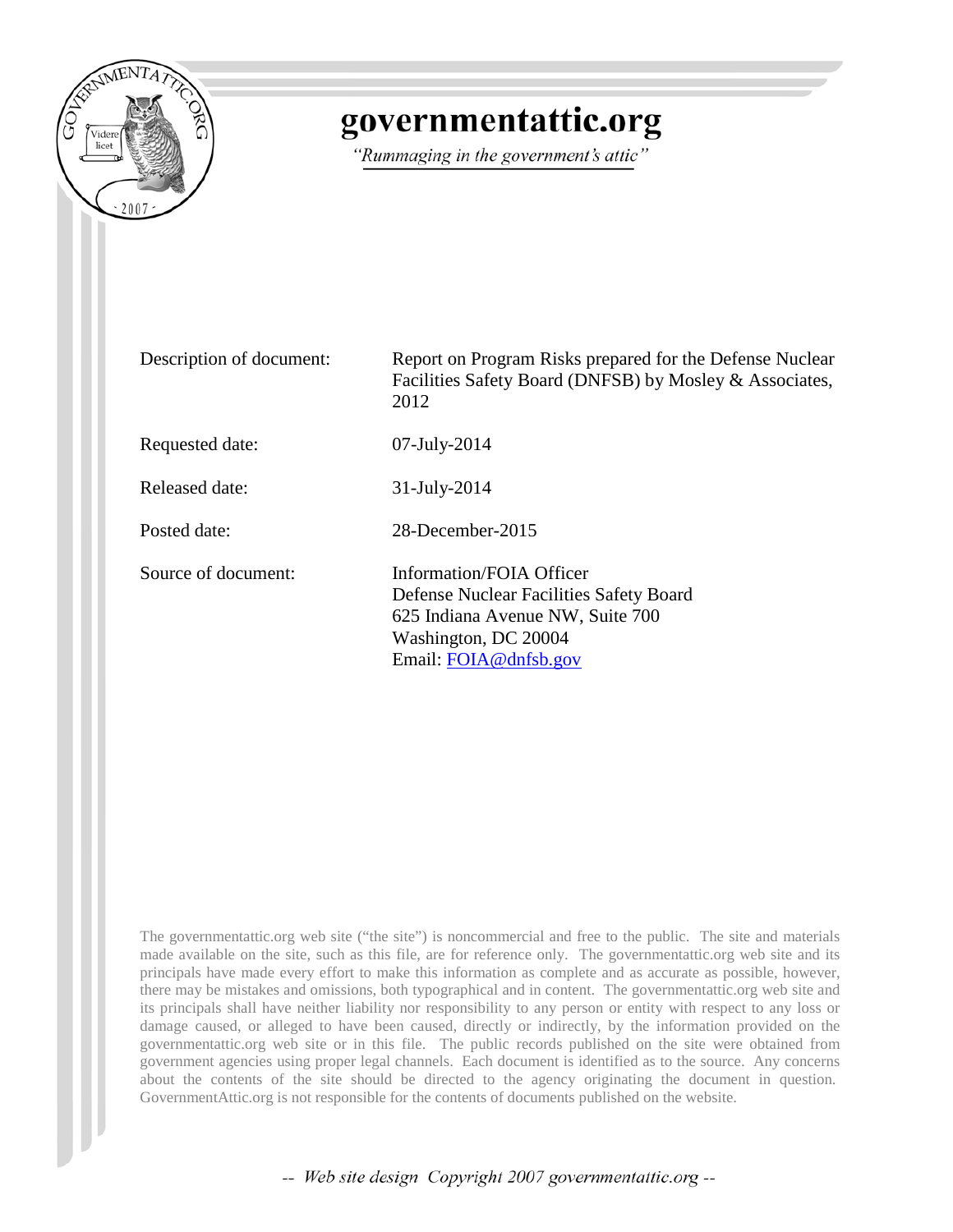# governmentattic.org

*"Rummaging in the government's attic"*

| | |
|---|---|
| Description of document: | Report on Program Risks prepared for the Defense Nuclear Facilities Safety Board (DNFSB) by Mosley & Associates, 2012 |
| Requested date: | 07-July-2014 |
| Released date: | 31-July-2014 |
| Posted date: | 28-December-2015 |
| Source of document: | Information/FOIA Officer<br>Defense Nuclear Facilities Safety Board<br>625 Indiana Avenue NW, Suite 700<br>Washington, DC 20004<br>Email: FOIA@dnfsb.gov |

The governmentattic.org web site ("the site") is noncommercial and free to the public. The site and materials made available on the site, such as this file, are for reference only. The governmentattic.org web site and its principals have made every effort to make this information as complete and as accurate as possible, however, there may be mistakes and omissions, both typographical and in content. The governmentattic.org web site and its principals shall have neither liability nor responsibility to any person or entity with respect to any loss or damage caused, or alleged to have been caused, directly or indirectly, by the information provided on the governmentattic.org web site or in this file. The public records published on the site were obtained from government agencies using proper legal channels. Each document is identified as to the source. Any concerns about the contents of the site should be directed to the agency originating the document in question. GovernmentAttic.org is not responsible for the contents of documents published on the website.

-- Web site design Copyright 2007 governmentattic.org --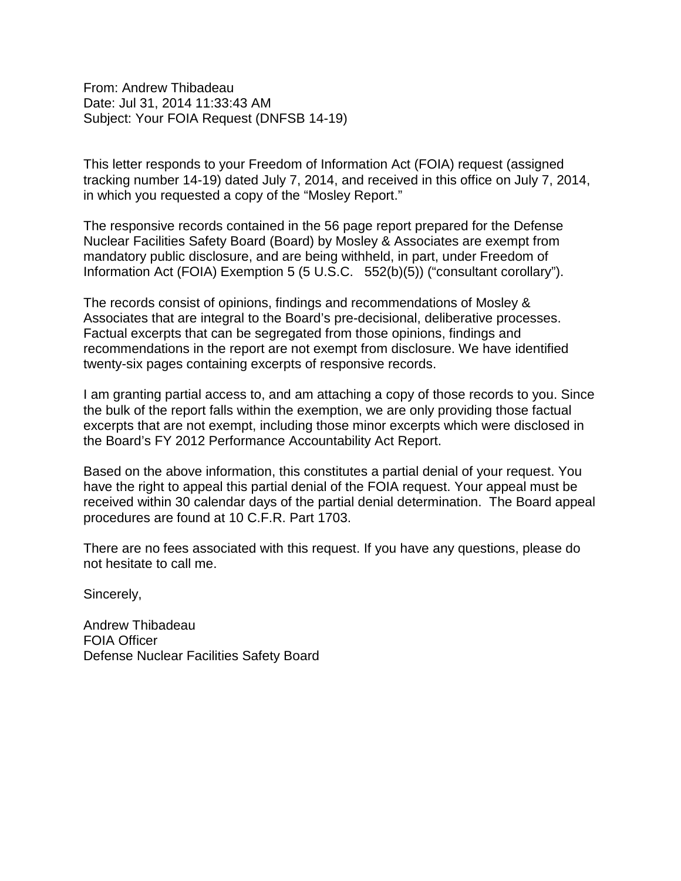From: Andrew Thibadeau
Date: Jul 31, 2014 11:33:43 AM
Subject: Your FOIA Request (DNFSB 14-19)

This letter responds to your Freedom of Information Act (FOIA) request (assigned tracking number 14-19) dated July 7, 2014, and received in this office on July 7, 2014, in which you requested a copy of the "Mosley Report."

The responsive records contained in the 56 page report prepared for the Defense Nuclear Facilities Safety Board (Board) by Mosley & Associates are exempt from mandatory public disclosure, and are being withheld, in part, under Freedom of Information Act (FOIA) Exemption 5 (5 U.S.C. 552(b)(5)) ("consultant corollary").

The records consist of opinions, findings and recommendations of Mosley & Associates that are integral to the Board's pre-decisional, deliberative processes. Factual excerpts that can be segregated from those opinions, findings and recommendations in the report are not exempt from disclosure. We have identified twenty-six pages containing excerpts of responsive records.

I am granting partial access to, and am attaching a copy of those records to you. Since the bulk of the report falls within the exemption, we are only providing those factual excerpts that are not exempt, including those minor excerpts which were disclosed in the Board's FY 2012 Performance Accountability Act Report.

Based on the above information, this constitutes a partial denial of your request. You have the right to appeal this partial denial of the FOIA request. Your appeal must be received within 30 calendar days of the partial denial determination. The Board appeal procedures are found at 10 C.F.R. Part 1703.

There are no fees associated with this request. If you have any questions, please do not hesitate to call me.

Sincerely,

Andrew Thibadeau
FOIA Officer
Defense Nuclear Facilities Safety Board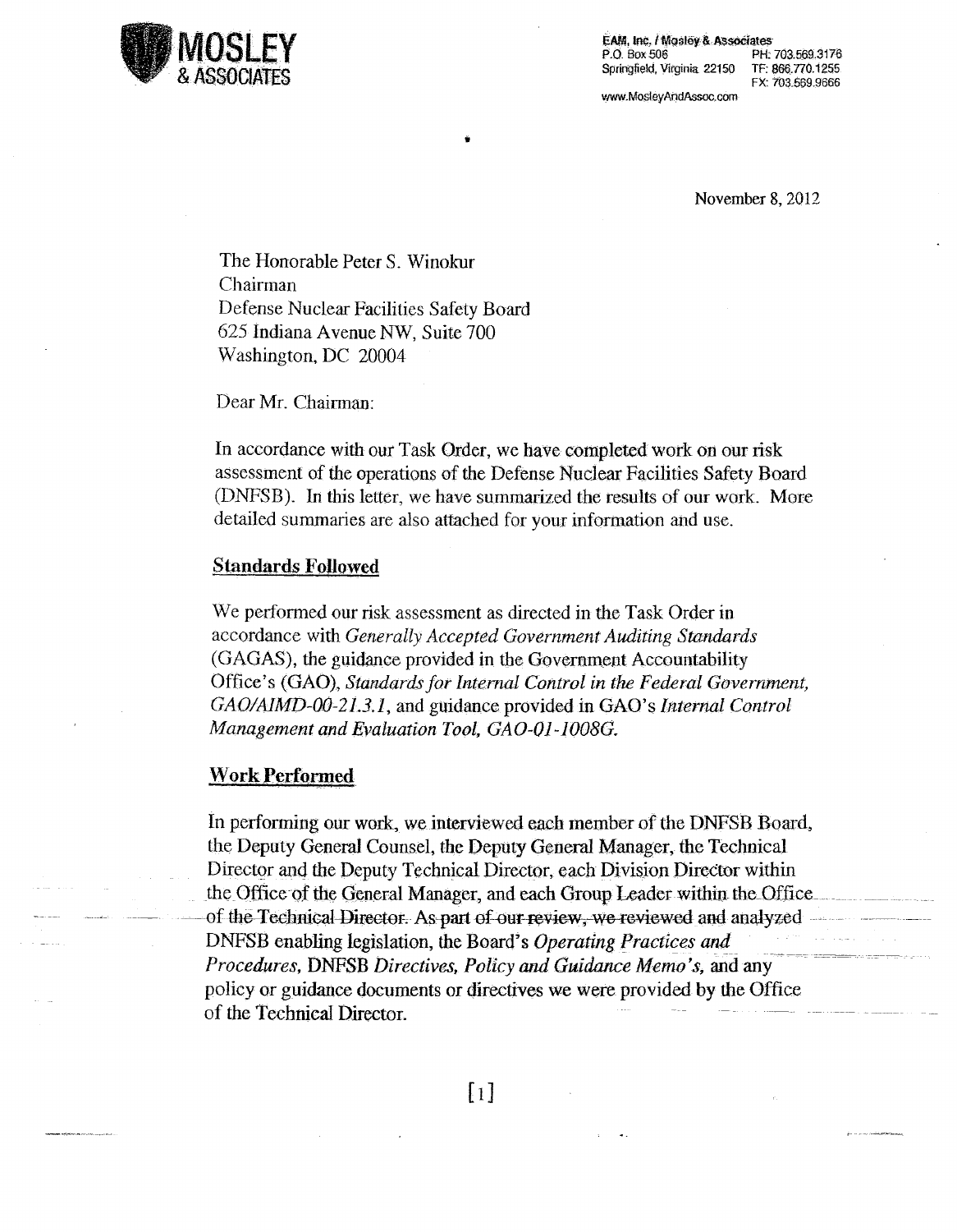**MOSLEY & ASSOCIATES**

EAM, Inc. / Mosley & Associates
P.O. Box 506
Springfield, Virginia 22150
PH: 703.569.3176
TF: 866.770.1255
FX: 703.569.9666
www.MosleyAndAssoc.com

November 8, 2012

The Honorable Peter S. Winokur
Chairman
Defense Nuclear Facilities Safety Board
625 Indiana Avenue NW, Suite 700
Washington, DC 20004

Dear Mr. Chairman:

In accordance with our Task Order, we have completed work on our risk assessment of the operations of the Defense Nuclear Facilities Safety Board (DNFSB). In this letter, we have summarized the results of our work. More detailed summaries are also attached for your information and use.

## Standards Followed

We performed our risk assessment as directed in the Task Order in accordance with *Generally Accepted Government Auditing Standards* (GAGAS), the guidance provided in the Government Accountability Office's (GAO), *Standards for Internal Control in the Federal Government, GAO/AIMD-00-21.3.1*, and guidance provided in GAO's *Internal Control Management and Evaluation Tool, GAO-01-1008G.*

## Work Performed

In performing our work, we interviewed each member of the DNFSB Board, the Deputy General Counsel, the Deputy General Manager, the Technical Director and the Deputy Technical Director, each Division Director within the Office of the General Manager, and each Group Leader within the Office of the Technical Director. As part of our review, we reviewed and analyzed DNFSB enabling legislation, the Board's *Operating Practices and Procedures*, DNFSB *Directives, Policy and Guidance Memo's,* and any policy or guidance documents or directives we were provided by the Office of the Technical Director.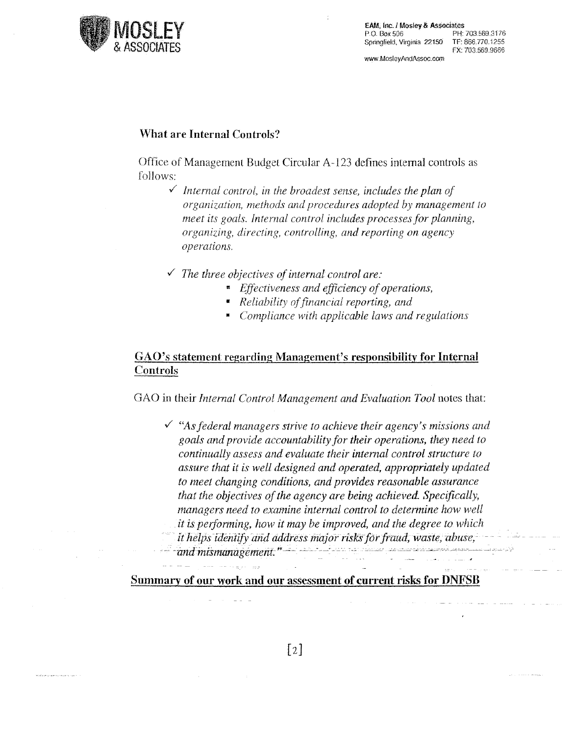### What are Internal Controls?

Office of Management Budget Circular A-123 defines internal controls as follows:

- ✓ *Internal control, in the broadest sense, includes the plan of organization, methods and procedures adopted by management to meet its goals. Internal control includes processes for planning, organizing, directing, controlling, and reporting on agency operations.*

- ✓ *The three objectives of internal control are:*
  - *Effectiveness and efficiency of operations,*
  - *Reliability of financial reporting, and*
  - *Compliance with applicable laws and regulations*

### GAO's statement regarding Management's responsibility for Internal Controls

GAO in their *Internal Control Management and Evaluation Tool* notes that:

- ✓ *"As federal managers strive to achieve their agency's missions and goals and provide accountability for their operations, they need to continually assess and evaluate their internal control structure to assure that it is well designed and operated, appropriately updated to meet changing conditions, and provides reasonable assurance that the objectives of the agency are being achieved. Specifically, managers need to examine internal control to determine how well it is performing, how it may be improved, and the degree to which it helps identify and address major risks for fraud, waste, abuse, and mismanagement."*

### Summary of our work and our assessment of current risks for DNFSB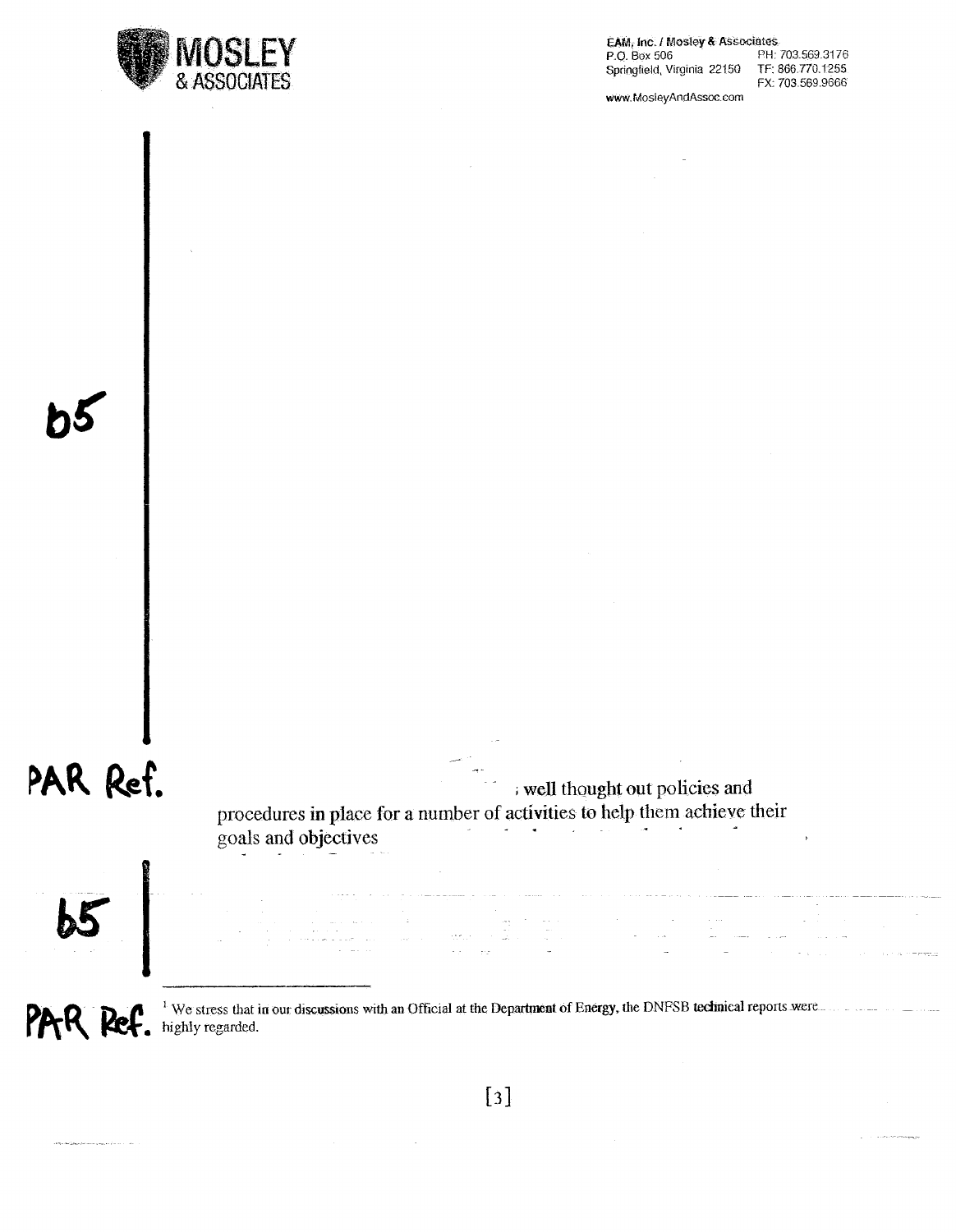**EAM, Inc. / Mosley & Associates**
P.O. Box 506
Springfield, Virginia 22150
PH: 703.569.3176
TF: 866.770.1255
FX: 703.569.9666
www.MosleyAndAssoc.com

b5

PAR Ref.

; well thought out policies and procedures in place for a number of activities to help them achieve their goals and objectives

b5

PAR Ref.

[1] We stress that in our discussions with an Official at the Department of Energy, the DNFSB technical reports were highly regarded.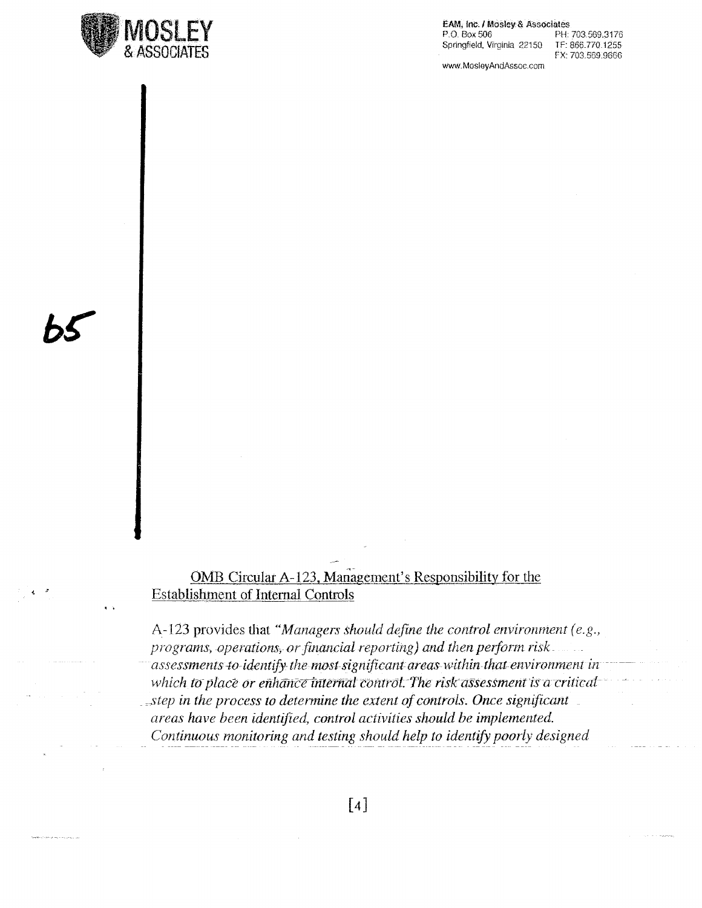EAM, Inc. / Mosley & Associates
P.O. Box 506
Springfield, Virginia 22150
PH: 703.569.3176
TF: 866.770.1255
FX: 703.569.9666
www.MosleyAndAssoc.com

b5

OMB Circular A-123, Management's Responsibility for the Establishment of Internal Controls

A-123 provides that *"Managers should define the control environment (e.g., programs, operations, or financial reporting) and then perform risk assessments to identify the most significant areas within that environment in which to place or enhance internal control. The risk assessment is a critical step in the process to determine the extent of controls. Once significant areas have been identified, control activities should be implemented. Continuous monitoring and testing should help to identify poorly designed*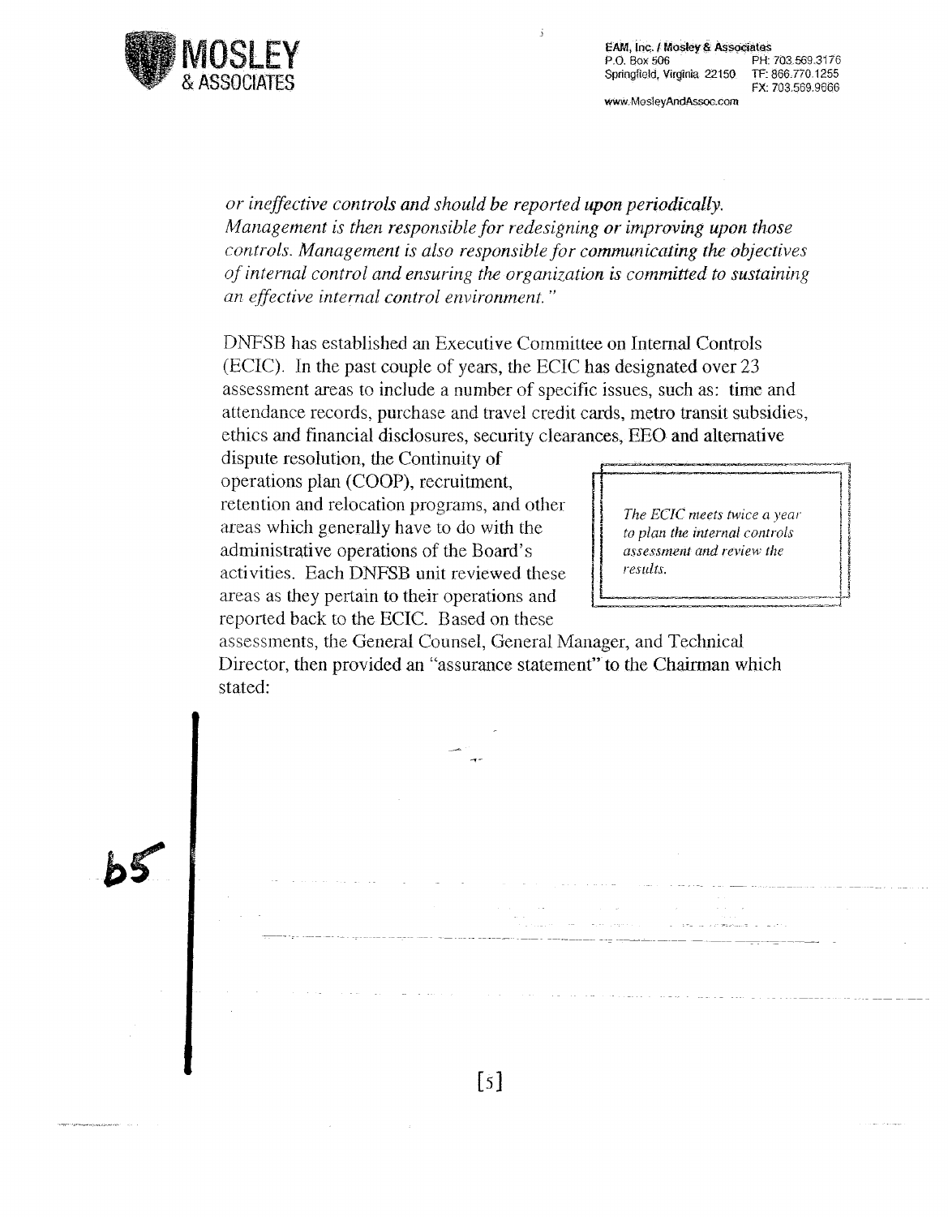*or ineffective controls and should be reported upon periodically. Management is then responsible for redesigning or improving upon those controls. Management is also responsible for communicating the objectives of internal control and ensuring the organization is committed to sustaining an effective internal control environment."*

DNFSB has established an Executive Committee on Internal Controls (ECIC). In the past couple of years, the ECIC has designated over 23 assessment areas to include a number of specific issues, such as: time and attendance records, purchase and travel credit cards, metro transit subsidies, ethics and financial disclosures, security clearances, EEO and alternative dispute resolution, the Continuity of operations plan (COOP), recruitment, retention and relocation programs, and other areas which generally have to do with the administrative operations of the Board's activities. Each DNFSB unit reviewed these areas as they pertain to their operations and reported back to the ECIC. Based on these assessments, the General Counsel, General Manager, and Technical Director, then provided an "assurance statement" to the Chairman which stated:

> *The ECIC meets twice a year to plan the internal controls assessment and review the results.*

b5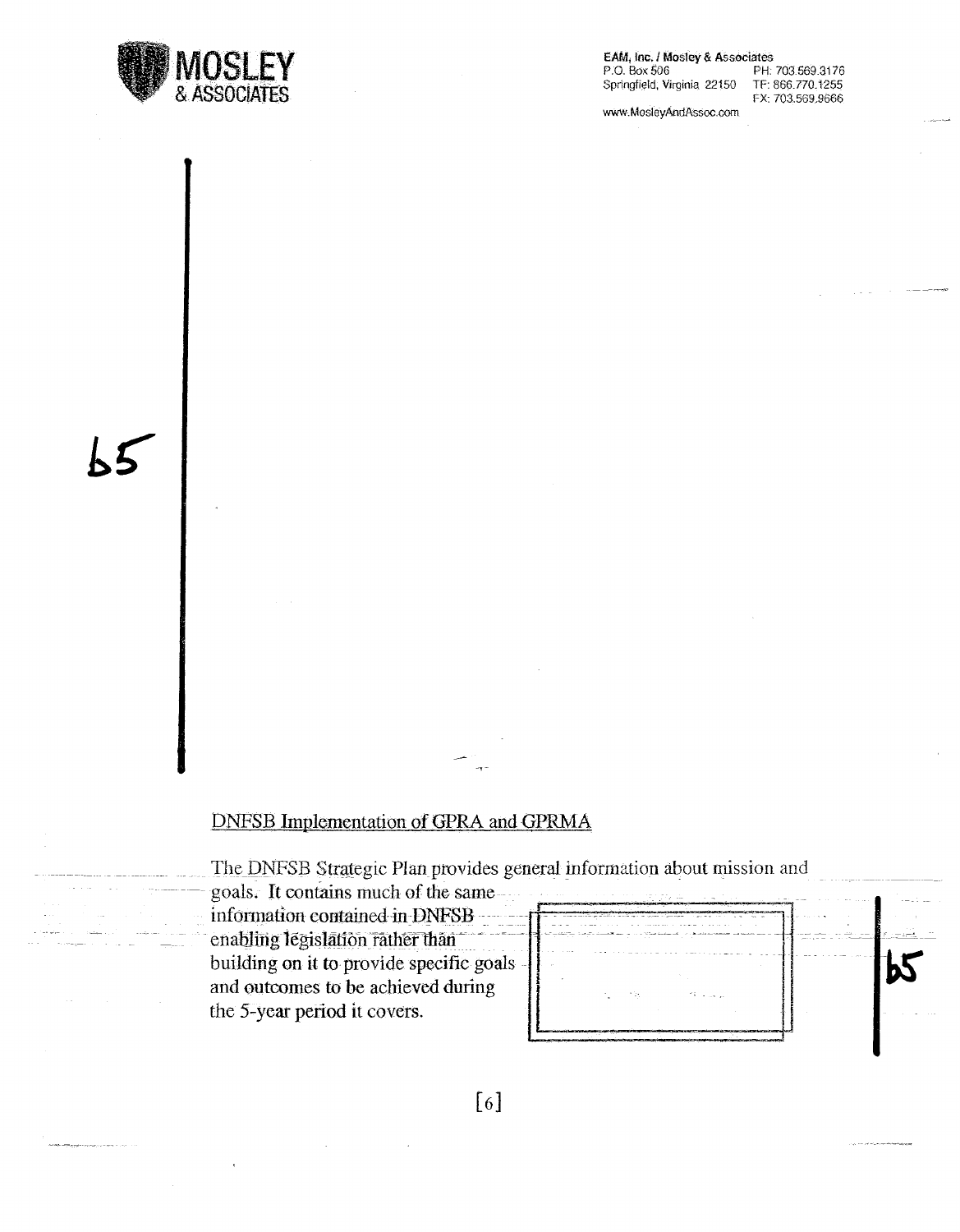b5

## DNFSB Implementation of GPRA and GPRMA

The DNFSB Strategic Plan provides general information about mission and goals. It contains much of the same information contained in DNFSB enabling legislation rather than building on it to provide specific goals and outcomes to be achieved during the 5-year period it covers.

b5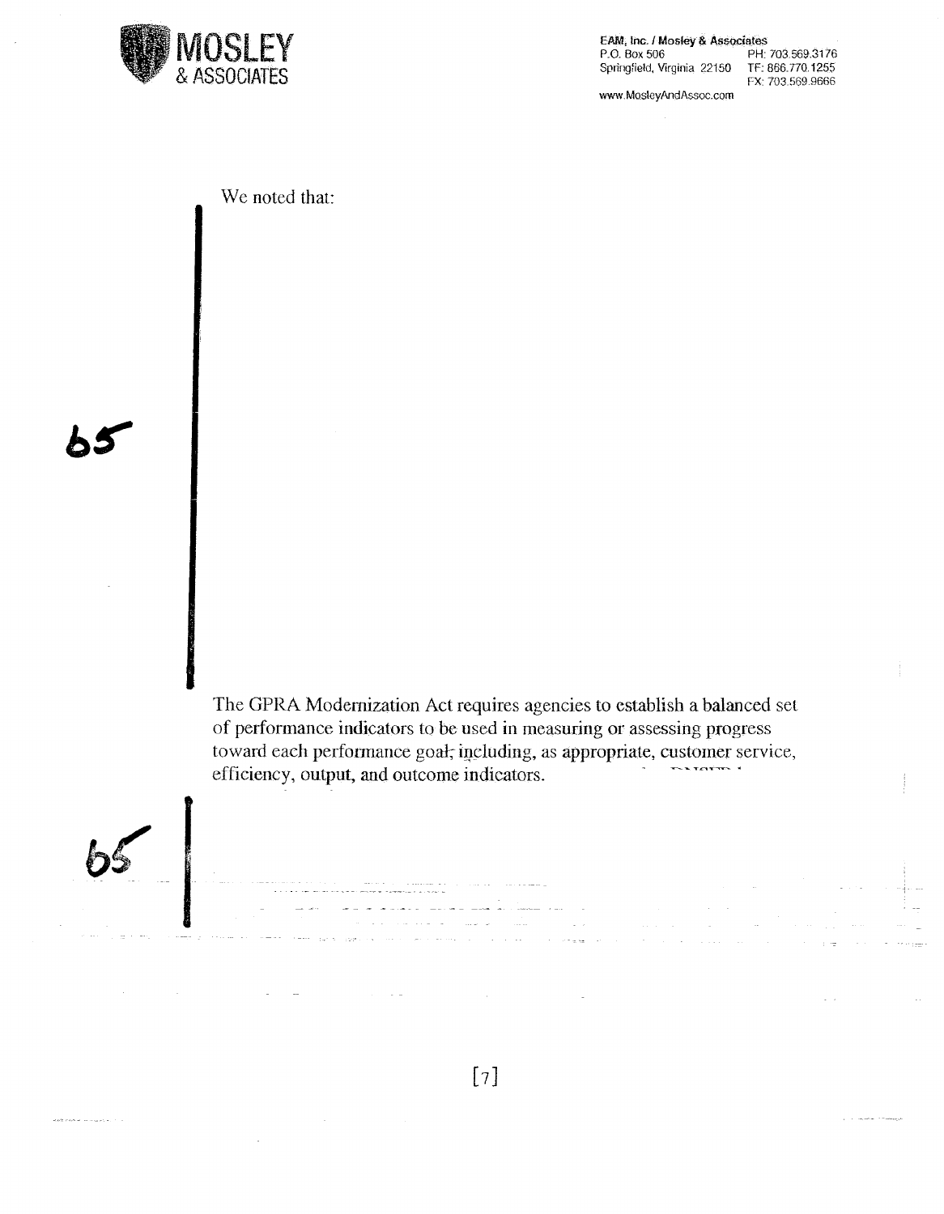We noted that:

b5

The GPRA Modernization Act requires agencies to establish a balanced set of performance indicators to be used in measuring or assessing progress toward each performance goal, including, as appropriate, customer service, efficiency, output, and outcome indicators.

b5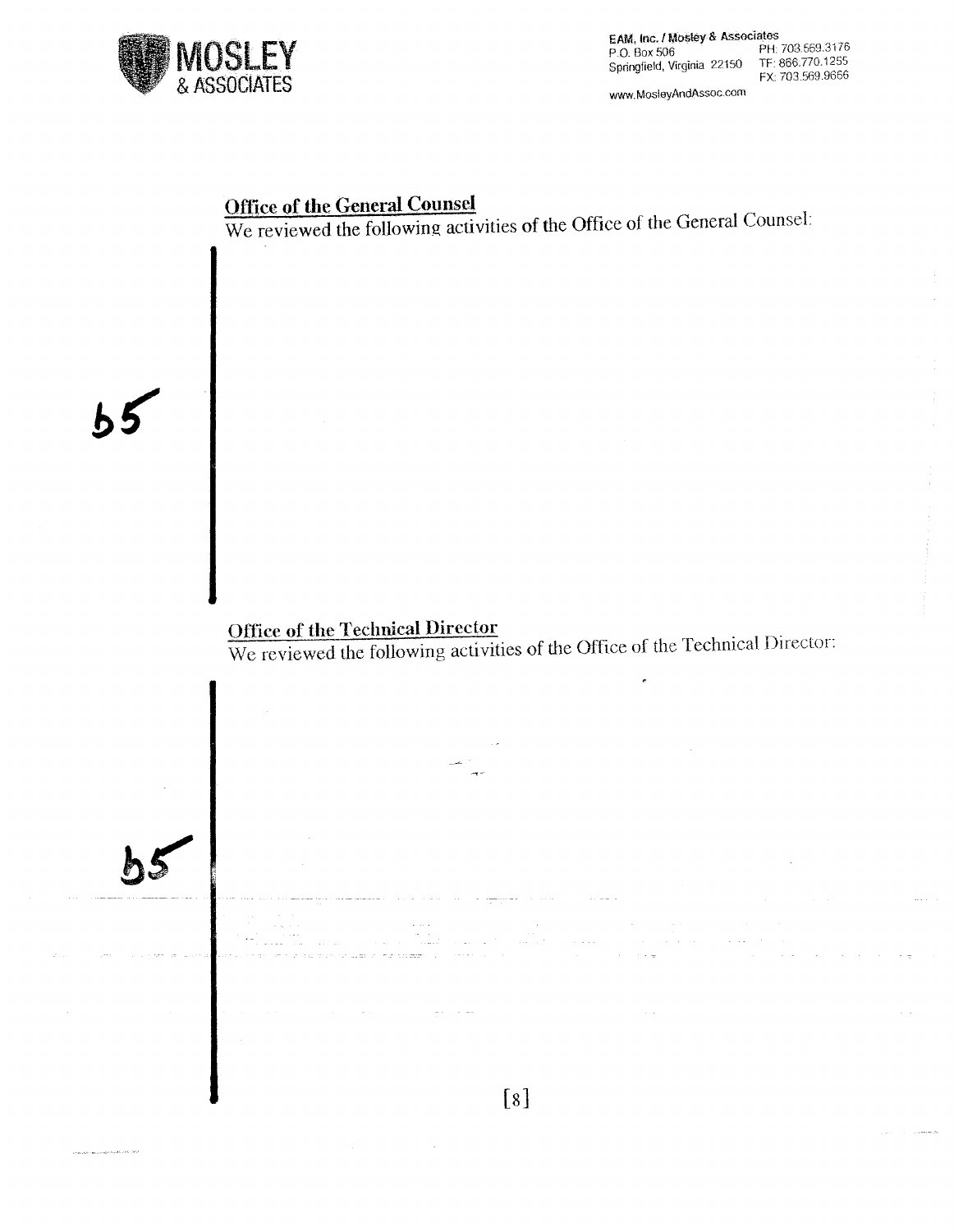**Office of the General Counsel**

We reviewed the following activities of the Office of the General Counsel:

b5

**Office of the Technical Director**

We reviewed the following activities of the Office of the Technical Director:

b5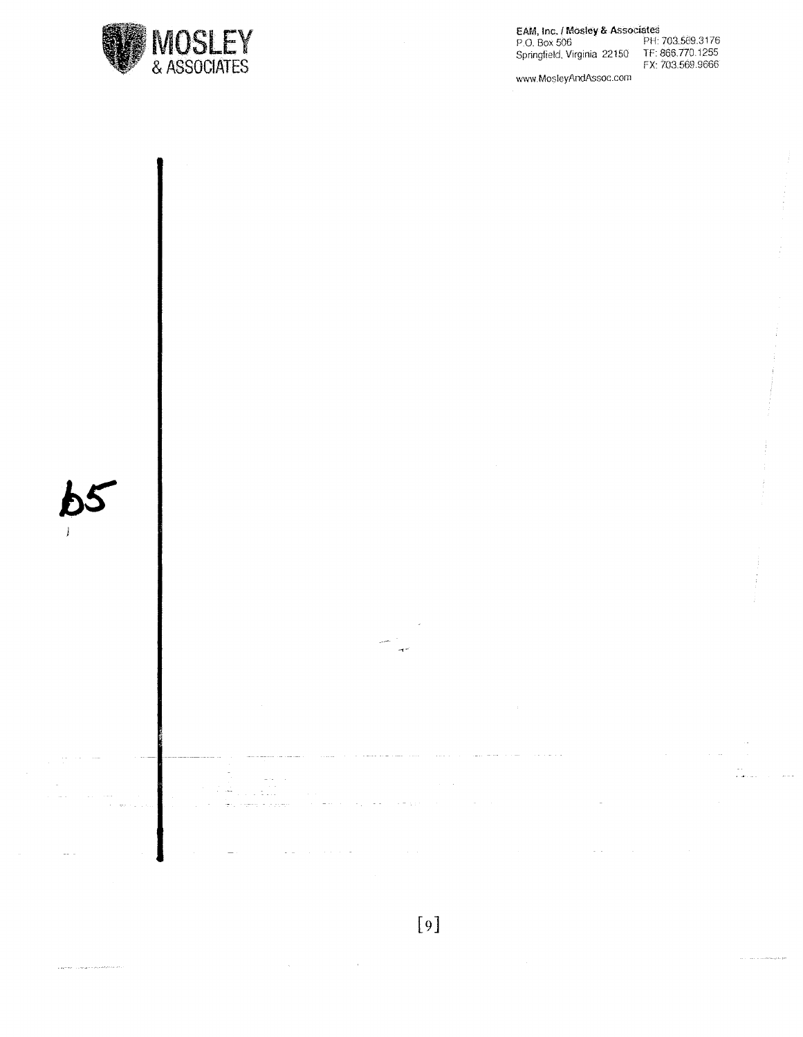MOSLEY & ASSOCIATES

EAM, Inc. / Mosley & Associates
P.O. Box 506
Springfield, Virginia 22150
PH: 703.569.3176
TF: 866.770.1255
FX: 703.569.9666
www.MosleyAndAssoc.com

b5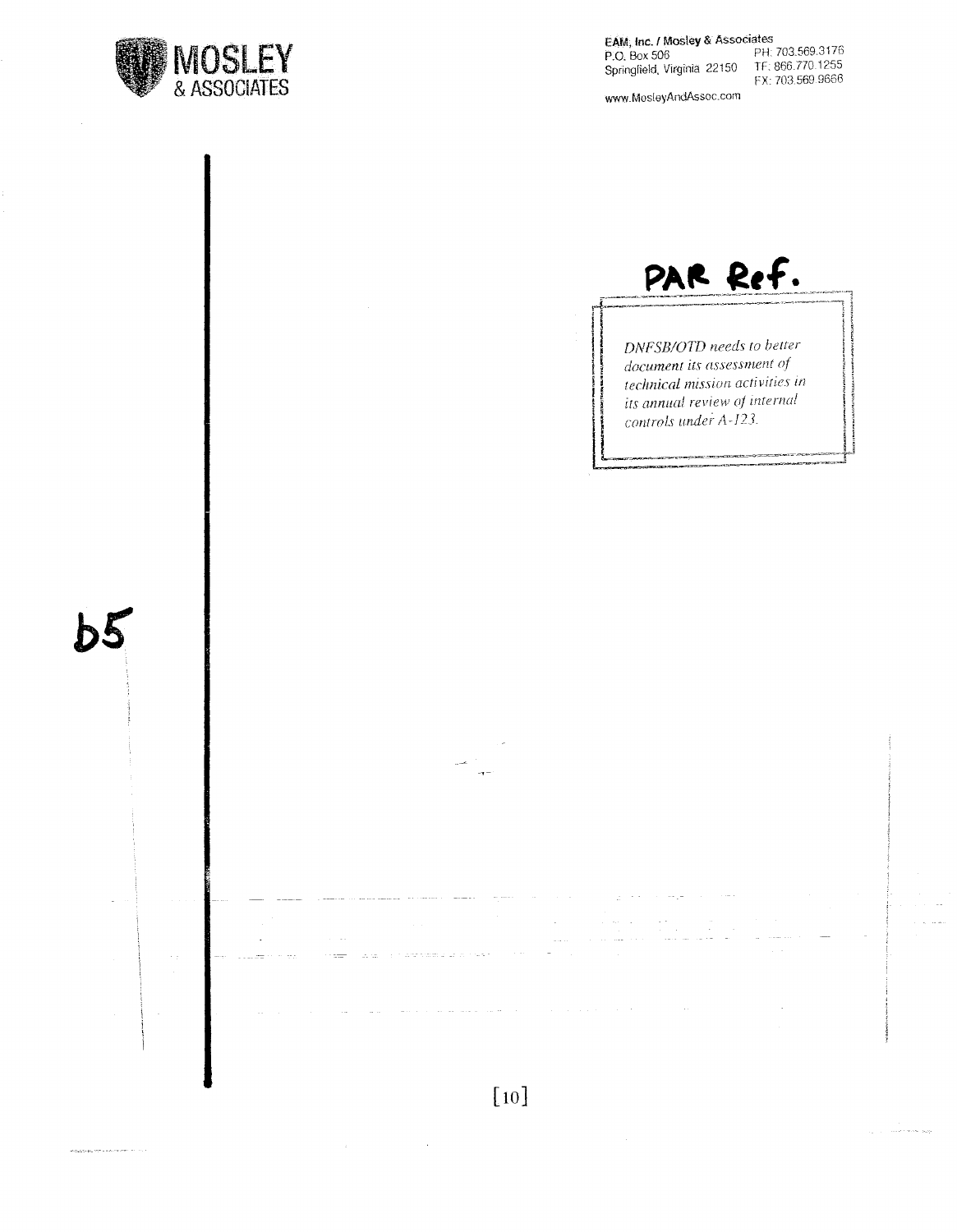# MOSLEY & ASSOCIATES

**EAM, Inc. / Mosley & Associates**
P.O. Box 506
Springfield, Virginia 22150
PH: 703.569.3176
TF: 866.770.1255
FX: 703.569.9666

www.MosleyAndAssoc.com

PAR Ref.

> *DNFSB/OTD needs to better document its assessment of technical mission activities in its annual review of internal controls under A-123.*

b5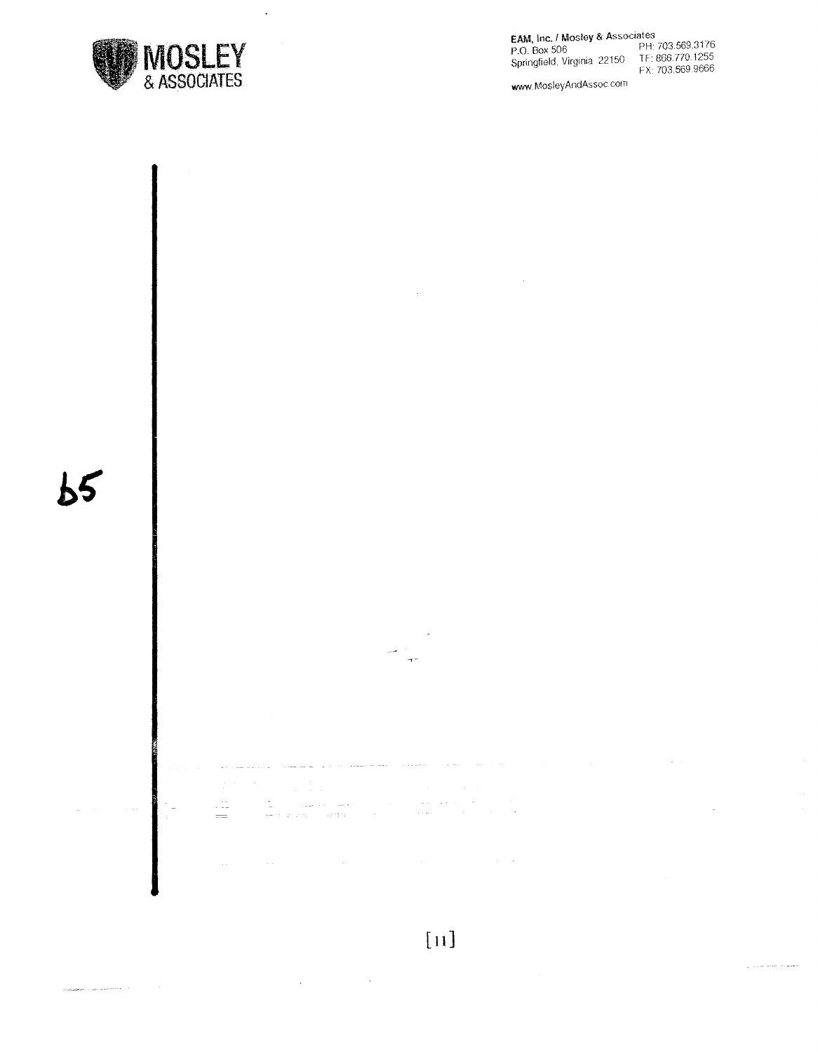MOSLEY & ASSOCIATES

EAM, Inc. / Mosley & Associates
P.O. Box 506
Springfield, Virginia 22150
PH: 703.569.3176
TF: 866.770.1255
FX: 703.569.9666

www.MosleyAndAssoc.com

b5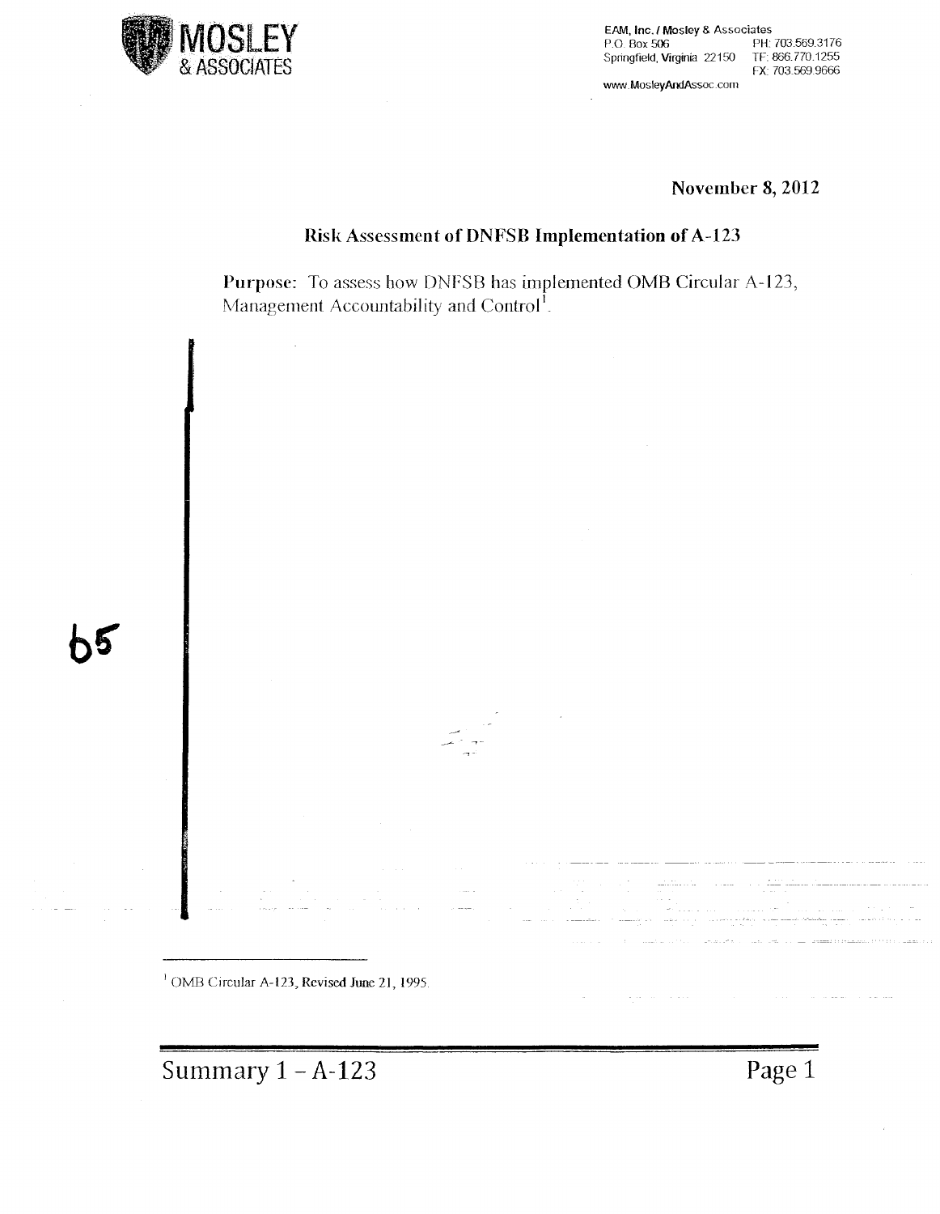EAM, Inc. / Mosley & Associates
P.O. Box 506
Springfield, Virginia 22150
PH: 703.569.3176
TF: 866.770.1255
FX: 703.569.9666
www.MosleyAndAssoc.com

**November 8, 2012**

## Risk Assessment of DNFSB Implementation of A-123

**Purpose:** To assess how DNFSB has implemented OMB Circular A-123, Management Accountability and Control[1].

b5

[1] OMB Circular A-123, Revised June 21, 1995.

Summary 1 – A-123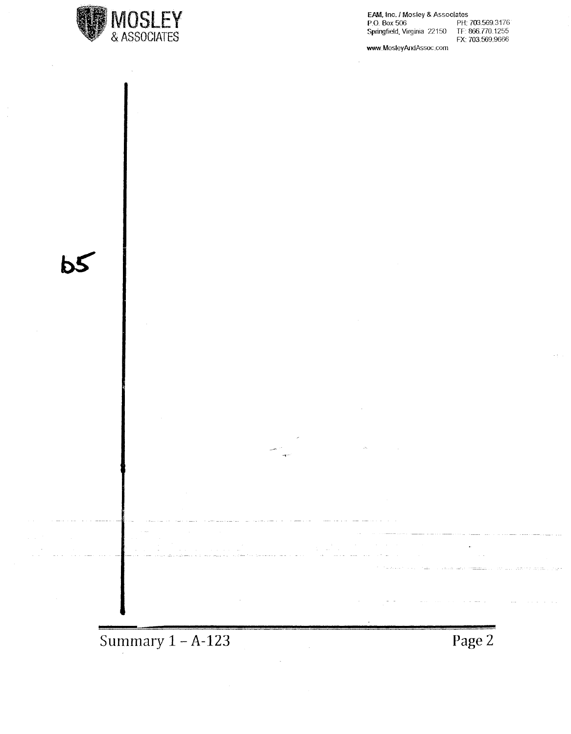b5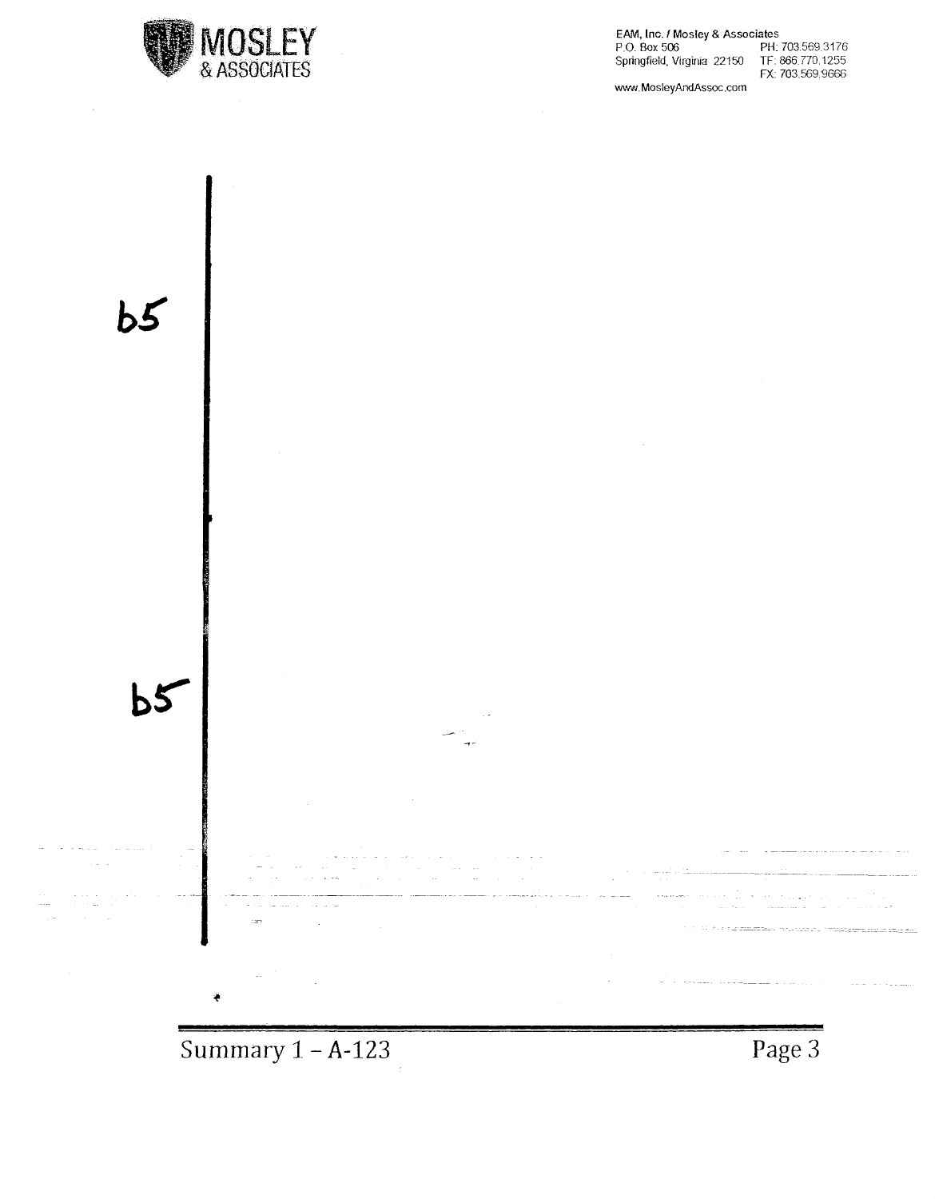b5

b5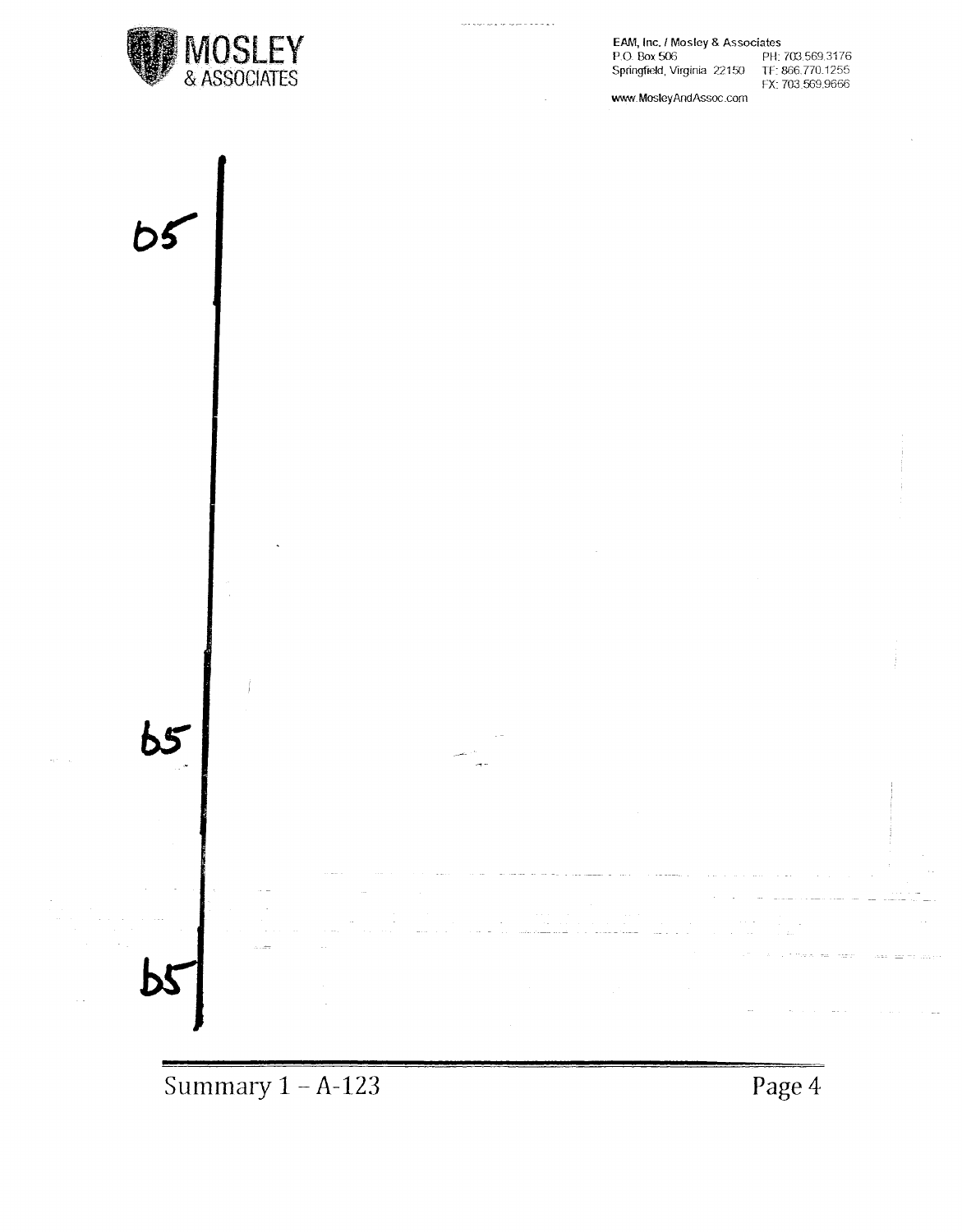EAM, Inc. / Mosley & Associates
P.O. Box 506
Springfield, Virginia 22150
PH: 703.569.3176
TF: 866.770.1255
FX: 703.569.9666
www.MosleyAndAssoc.com

b5

b5

b5

Summary 1 – A-123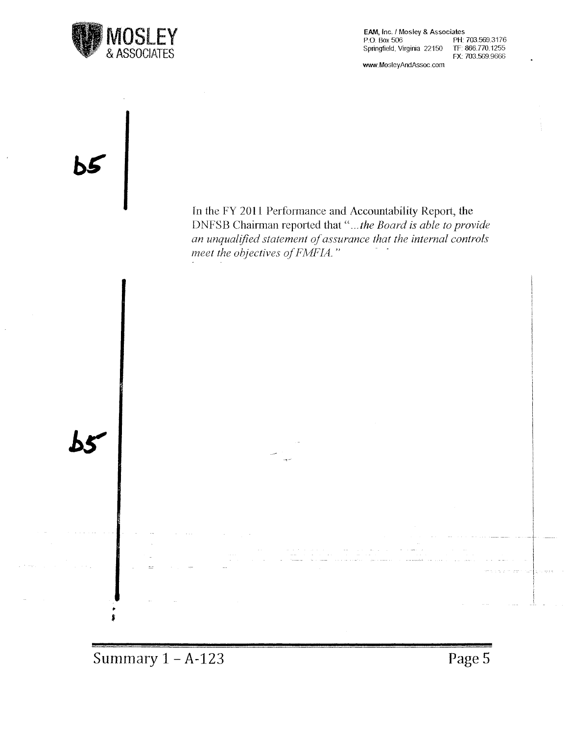b5

In the FY 2011 Performance and Accountability Report, the DNFSB Chairman reported that "*...the Board is able to provide an unqualified statement of assurance that the internal controls meet the objectives of FMFIA.*"

b5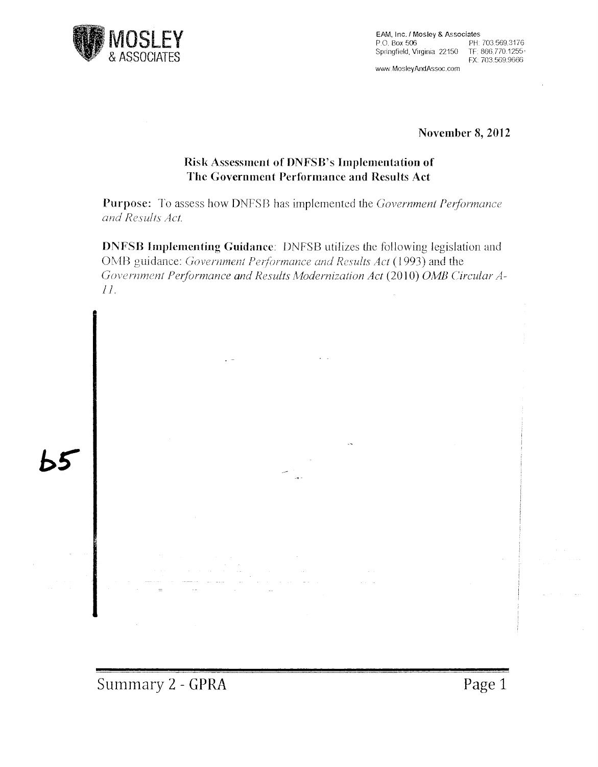MOSLEY & ASSOCIATES

EAM, Inc. / Mosley & Associates
P.O. Box 506
Springfield, Virginia 22150
PH: 703.569.3176
TF: 866.770.1255
FX: 703.569.9666
www.MosleyAndAssoc.com

**November 8, 2012**

## Risk Assessment of DNFSB's Implementation of The Government Performance and Results Act

**Purpose:** To assess how DNFSB has implemented the *Government Performance and Results Act.*

**DNFSB Implementing Guidance:** DNFSB utilizes the following legislation and OMB guidance: *Government Performance and Results Act* (1993) and the *Government Performance and Results Modernization Act* (2010) *OMB Circular A-11.*

b5

Summary 2 - GPRA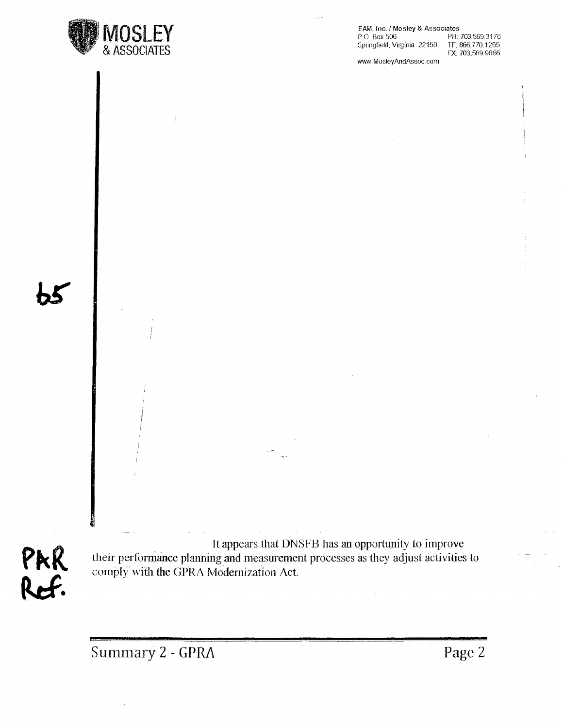EAM, Inc. / Mosley & Associates
P.O. Box 506 PH: 703.569.3176
Springfield, Virginia 22150 TF: 866.770.1255
FX: 703.569.9666
www.MosleyAndAssoc.com

b5

. It appears that DNSFB has an opportunity to improve their performance planning and measurement processes as they adjust activities to comply with the GPRA Modernization Act.

PAR Ref.

Summary 2 - GPRA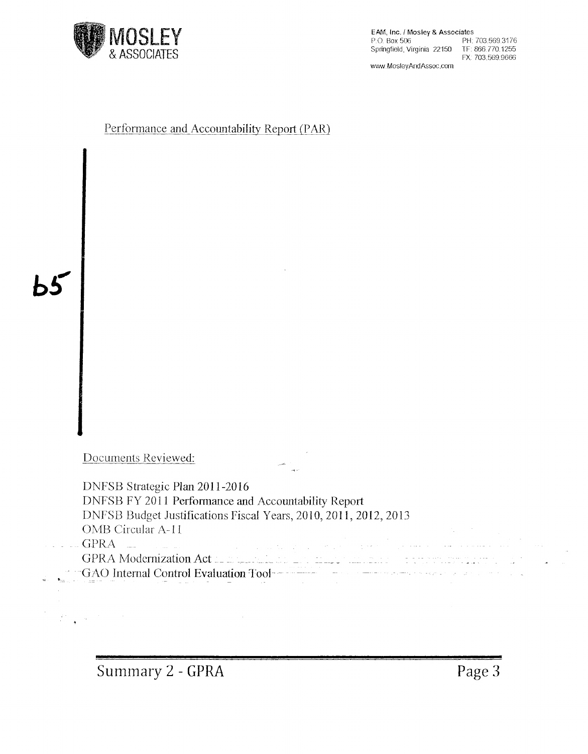Performance and Accountability Report (PAR)

b5

Documents Reviewed:

DNFSB Strategic Plan 2011-2016
DNFSB FY 2011 Performance and Accountability Report
DNFSB Budget Justifications Fiscal Years, 2010, 2011, 2012, 2013
OMB Circular A-11
GPRA
GPRA Modernization Act
GAO Internal Control Evaluation Tool

Summary 2 - GPRA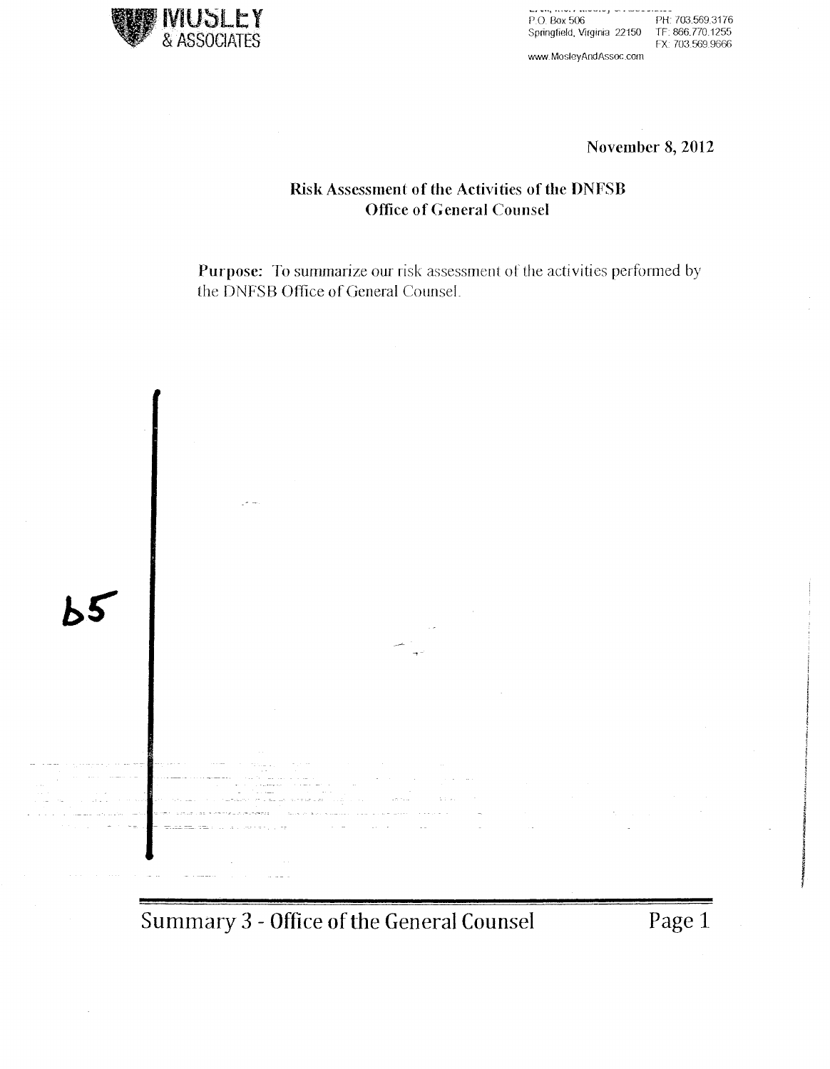MOSLEY & ASSOCIATES

P.O. Box 506
Springfield, Virginia 22150

PH: 703.569.3176
TF: 866.770.1255
FX: 703.569.9666

www.MosleyAndAssoc.com

November 8, 2012

## Risk Assessment of the Activities of the DNFSB Office of General Counsel

**Purpose:** To summarize our risk assessment of the activities performed by the DNFSB Office of General Counsel.

b5

Summary 3 - Office of the General Counsel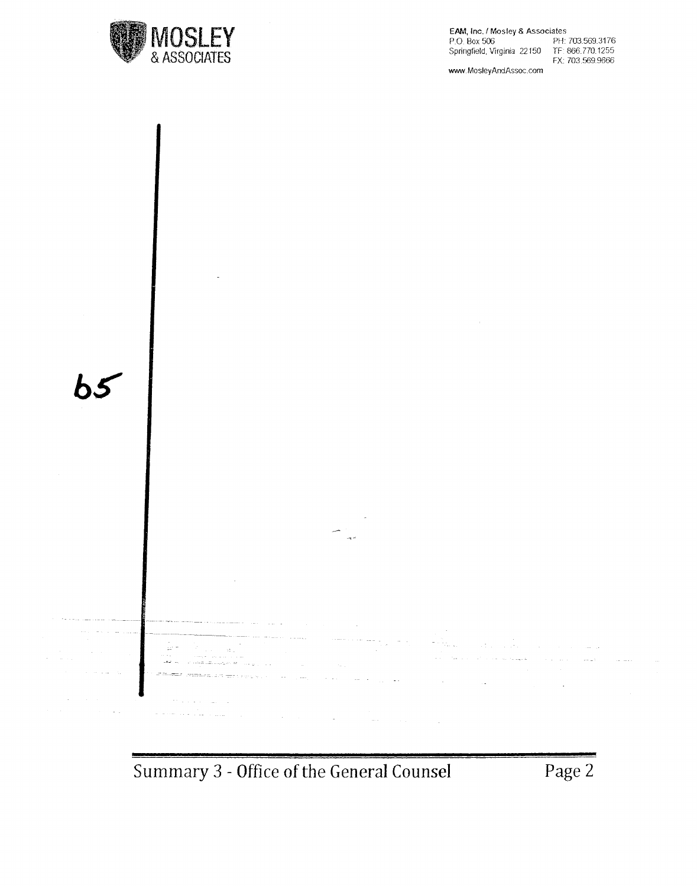b5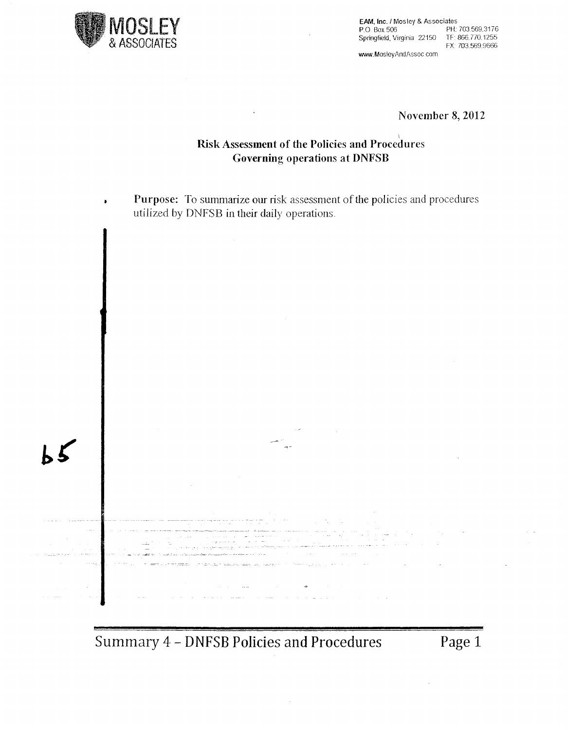MOSLEY & ASSOCIATES

EAM, Inc. / Mosley & Associates
P.O. Box 506
Springfield, Virginia 22150
PH: 703.569.3176
TF: 866.770.1255
FX: 703.569.9666
www.MosleyAndAssoc.com

November 8, 2012

## Risk Assessment of the Policies and Procedures Governing operations at DNFSB

- **Purpose:** To summarize our risk assessment of the policies and procedures utilized by DNFSB in their daily operations.

b5

Summary 4 – DNFSB Policies and Procedures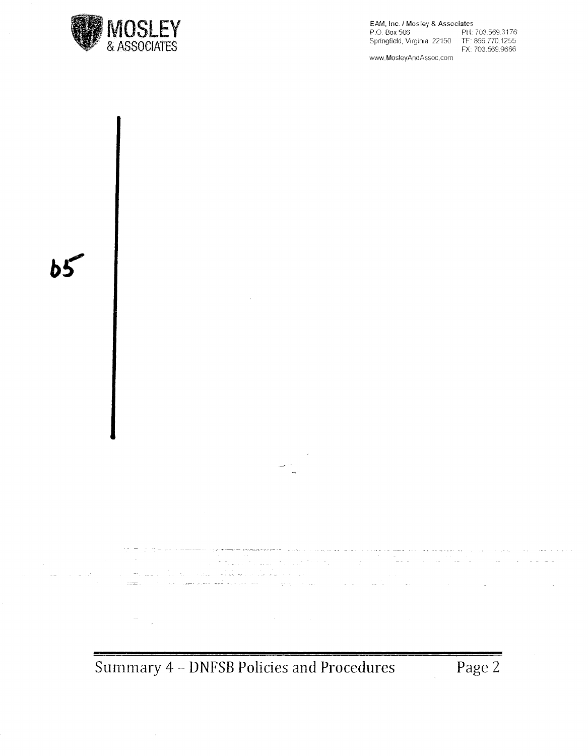b5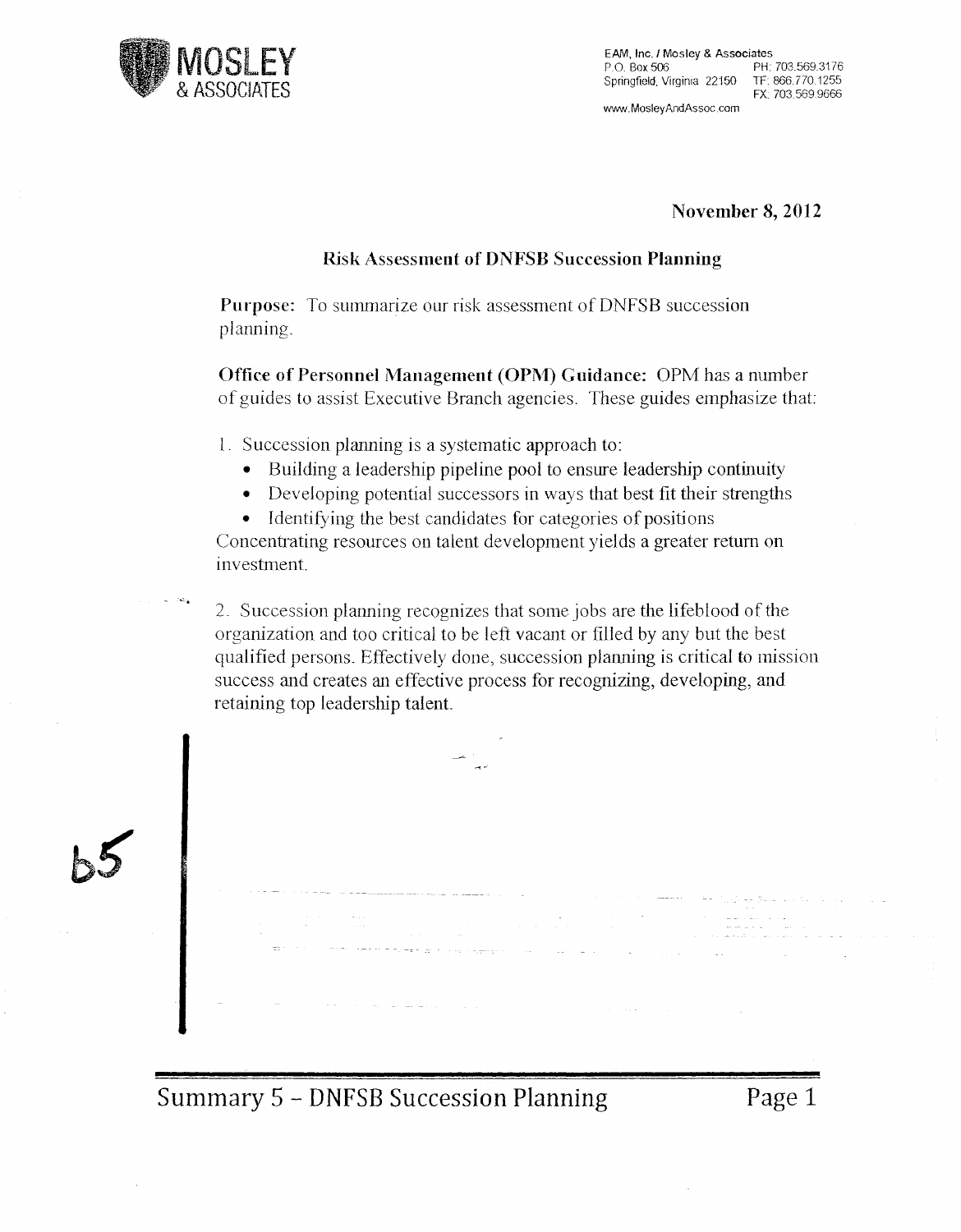MOSLEY & ASSOCIATES

EAM, Inc. / Mosley & Associates
P.O. Box 506
Springfield, Virginia 22150
PH: 703.569.3176
TF: 866.770.1255
FX: 703.569.9666
www.MosleyAndAssoc.com

**November 8, 2012**

**Risk Assessment of DNFSB Succession Planning**

**Purpose:** To summarize our risk assessment of DNFSB succession planning.

**Office of Personnel Management (OPM) Guidance:** OPM has a number of guides to assist Executive Branch agencies. These guides emphasize that:

1. Succession planning is a systematic approach to:
   - Building a leadership pipeline pool to ensure leadership continuity
   - Developing potential successors in ways that best fit their strengths
   - Identifying the best candidates for categories of positions

Concentrating resources on talent development yields a greater return on investment.

2. Succession planning recognizes that some jobs are the lifeblood of the organization and too critical to be left vacant or filled by any but the best qualified persons. Effectively done, succession planning is critical to mission success and creates an effective process for recognizing, developing, and retaining top leadership talent.

b5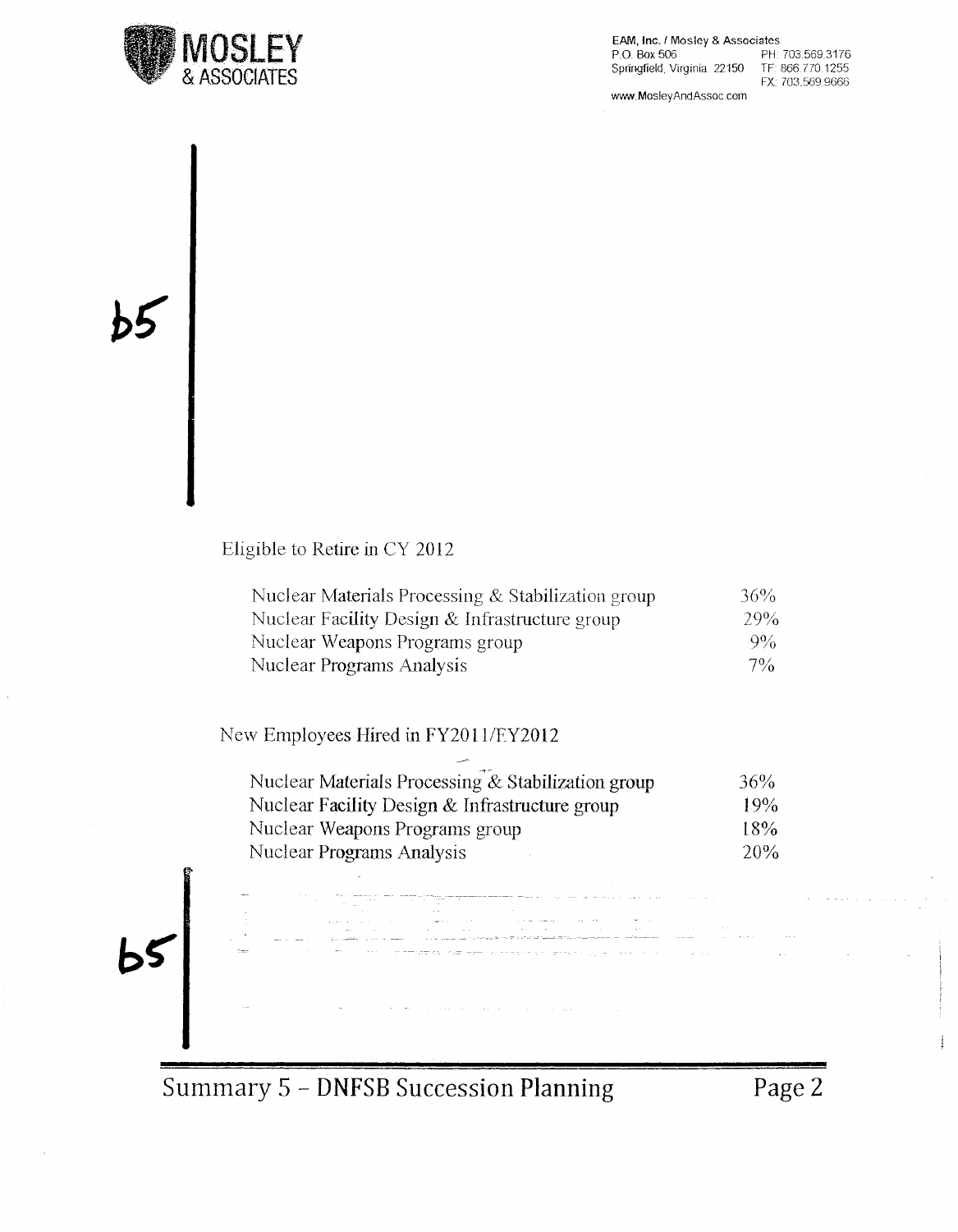b5

Eligible to Retire in CY 2012

| | |
|---|---|
| Nuclear Materials Processing & Stabilization group | 36% |
| Nuclear Facility Design & Infrastructure group | 29% |
| Nuclear Weapons Programs group | 9% |
| Nuclear Programs Analysis | 7% |

New Employees Hired in FY2011/FY2012

| | |
|---|---|
| Nuclear Materials Processing & Stabilization group | 36% |
| Nuclear Facility Design & Infrastructure group | 19% |
| Nuclear Weapons Programs group | 18% |
| Nuclear Programs Analysis | 20% |

b5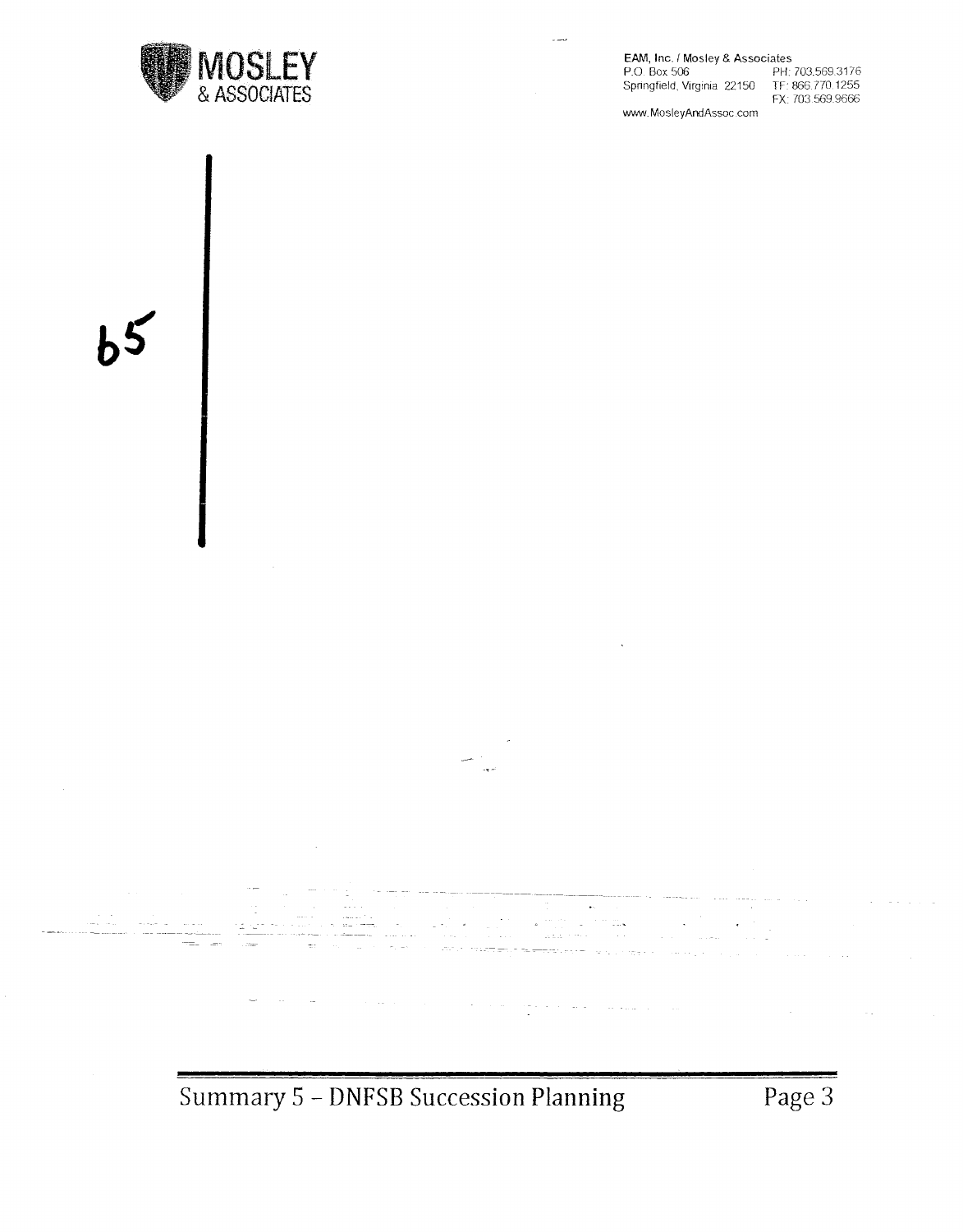b5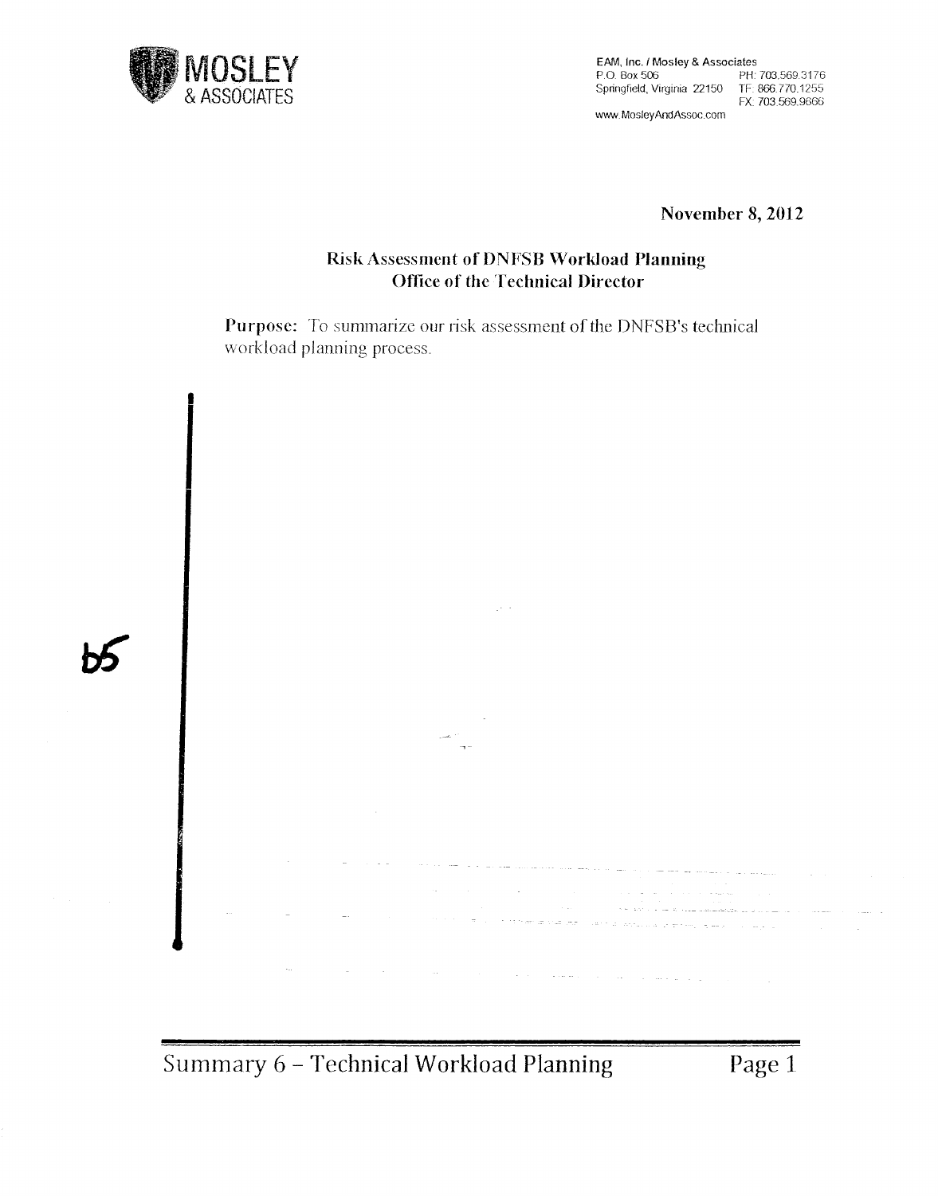MOSLEY
& ASSOCIATES

EAM, Inc. / Mosley & Associates
P.O. Box 506
Springfield, Virginia 22150
PH: 703.569.3176
TF: 866.770.1255
FX: 703.569.9666
www.MosleyAndAssoc.com

**November 8, 2012**

**Risk Assessment of DNFSB Workload Planning**
**Office of the Technical Director**

**Purpose:** To summarize our risk assessment of the DNFSB's technical workload planning process.

b5

Summary 6 – Technical Workload Planning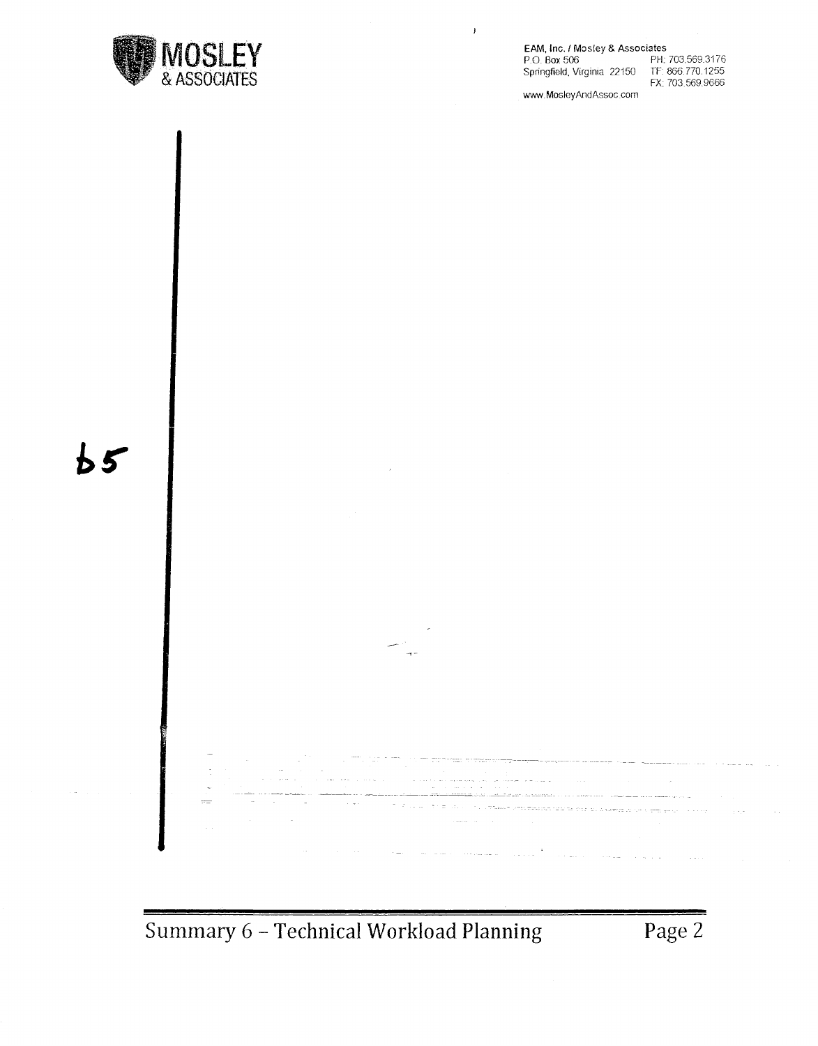b5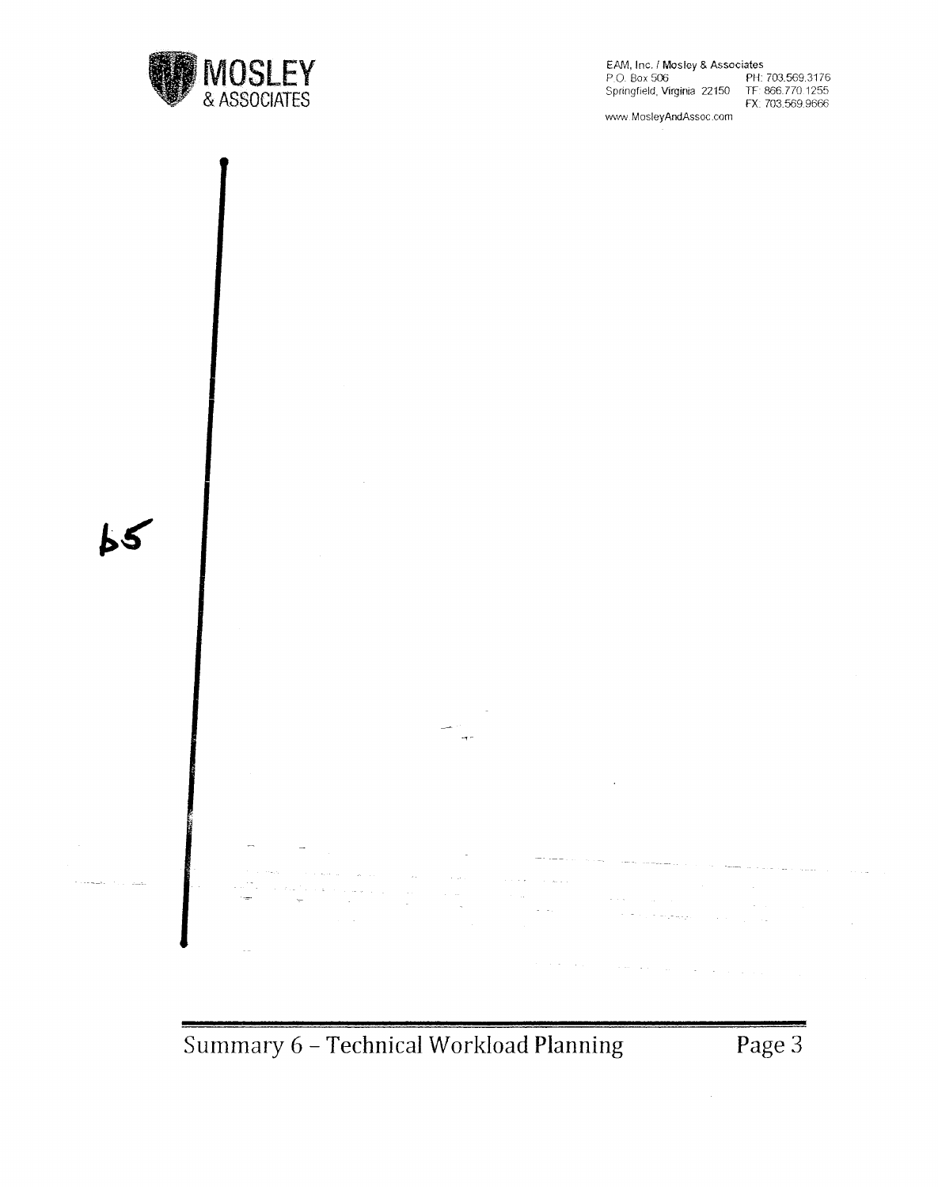EAM, Inc. / Mosley & Associates
P.O. Box 506
Springfield, Virginia 22150
PH: 703.569.3176
TF: 866.770.1255
FX: 703.569.9666
www.MosleyAndAssoc.com

b5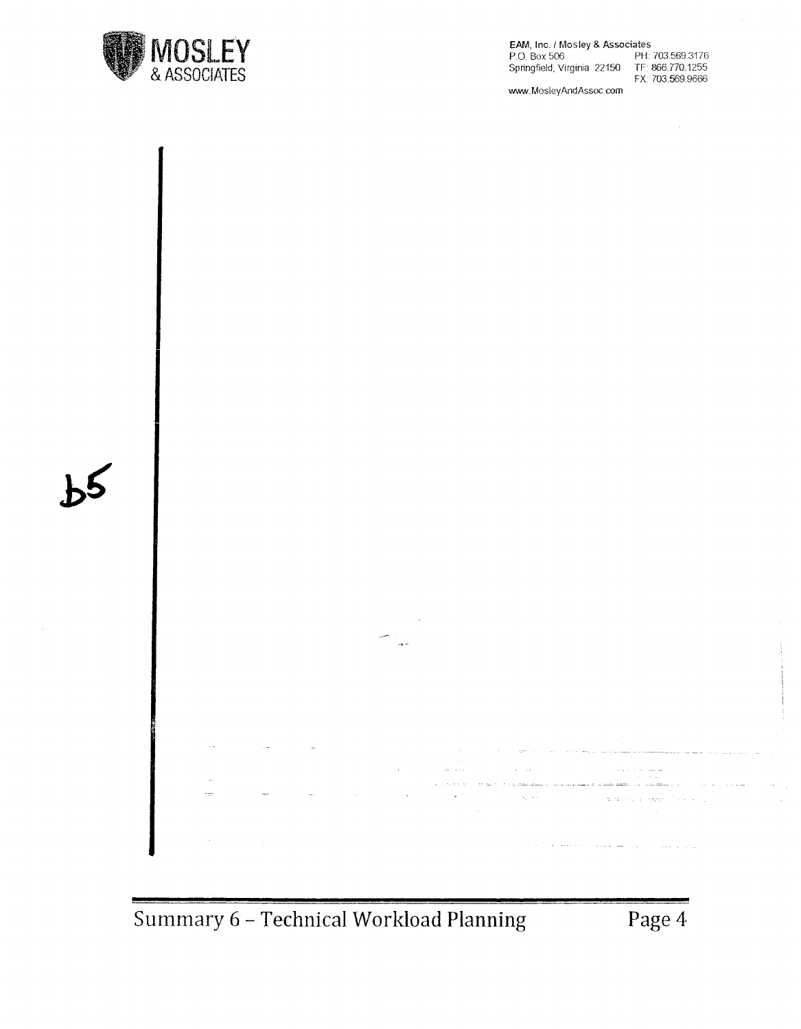b5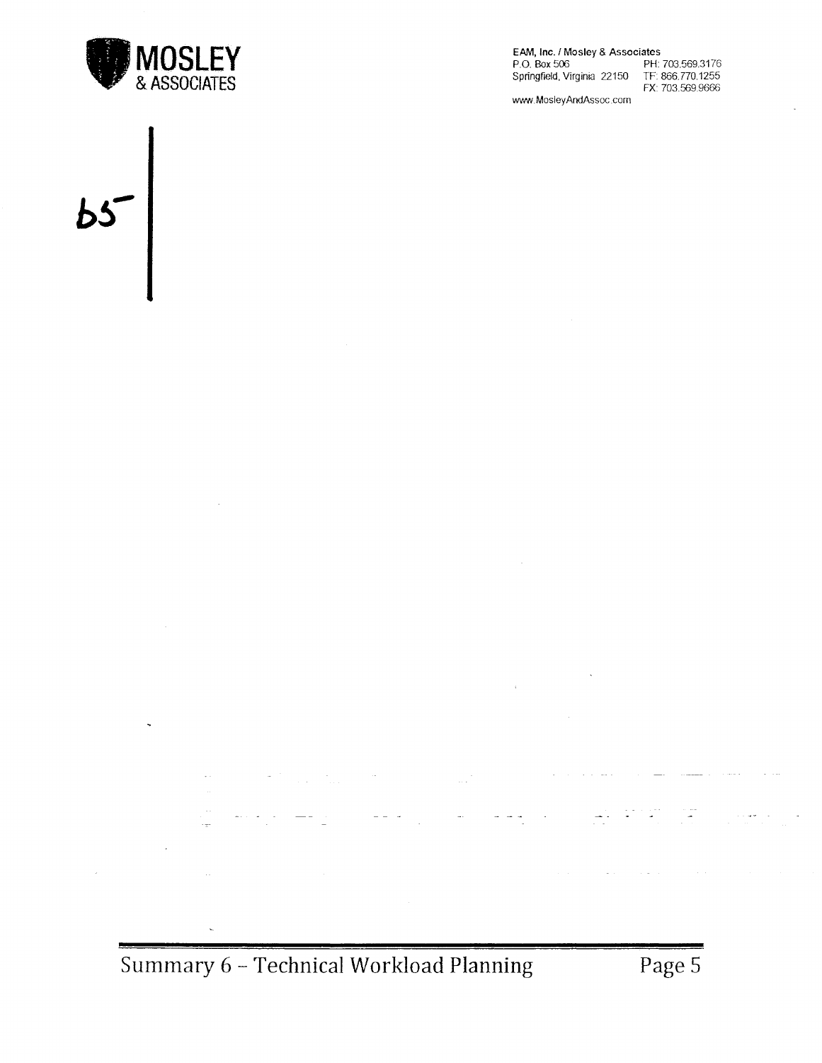EAM, Inc. / Mosley & Associates
P.O. Box 506
Springfield, Virginia 22150
PH: 703.569.3176
TF: 866.770.1255
FX: 703.569.9666
www.MosleyAndAssoc.com

b5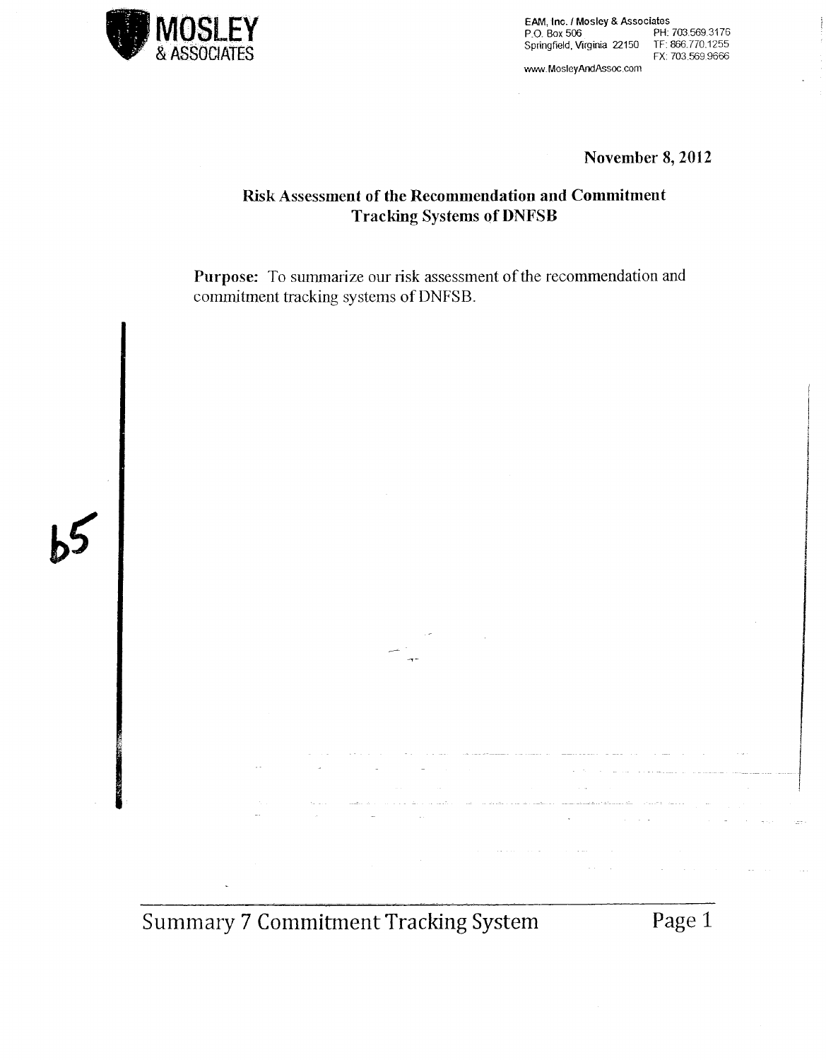MOSLEY & ASSOCIATES

EAM, Inc. / Mosley & Associates
P.O. Box 506
Springfield, Virginia 22150
PH: 703.569.3175
TF: 866.770.1255
FX: 703.569.9666
www.MosleyAndAssoc.com

**November 8, 2012**

**Risk Assessment of the Recommendation and Commitment Tracking Systems of DNFSB**

**Purpose:** To summarize our risk assessment of the recommendation and commitment tracking systems of DNFSB.

b5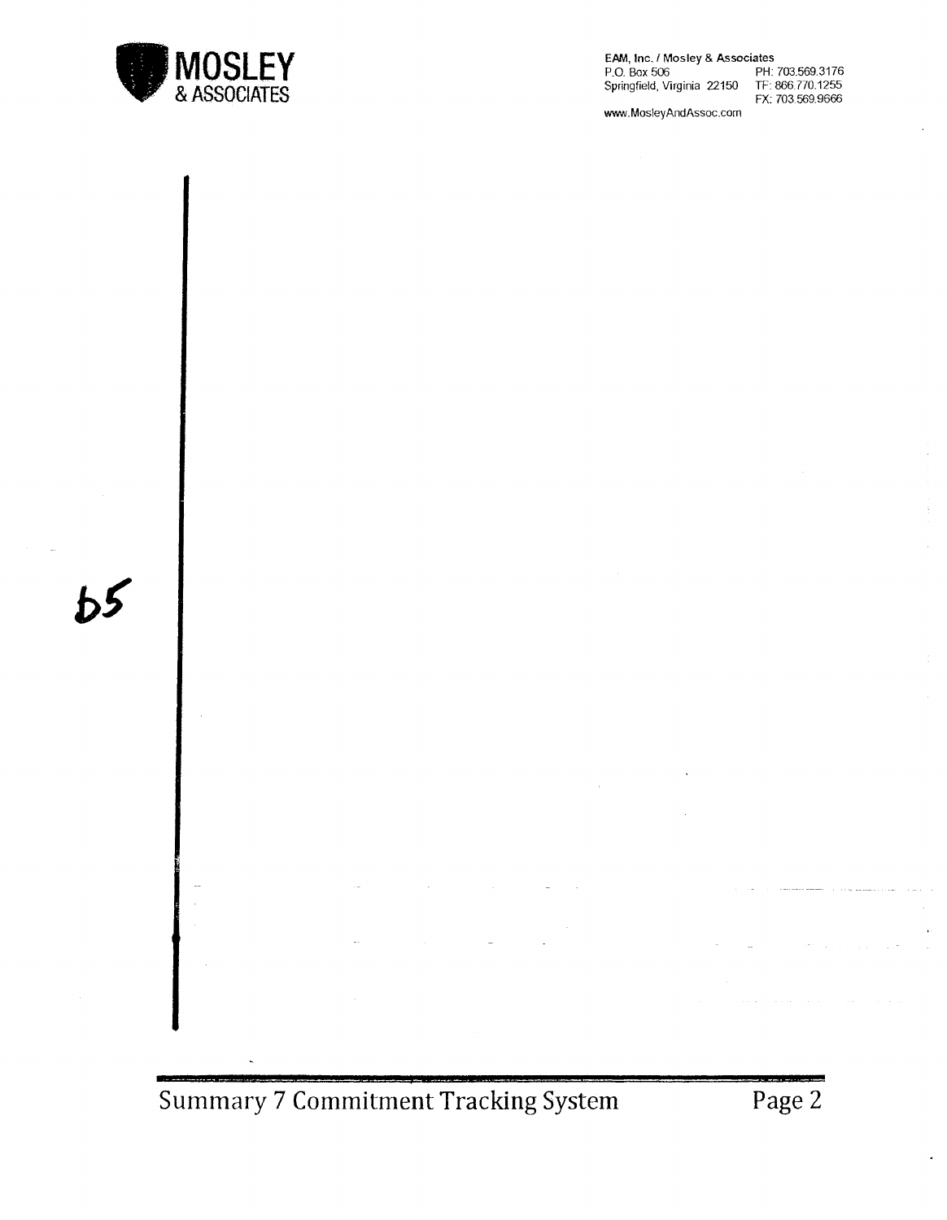b5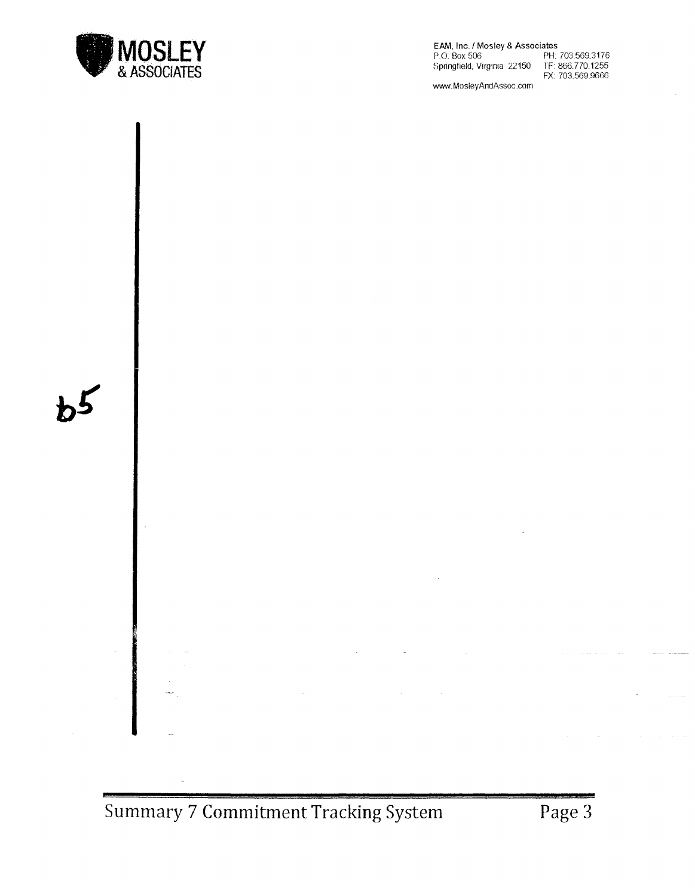b5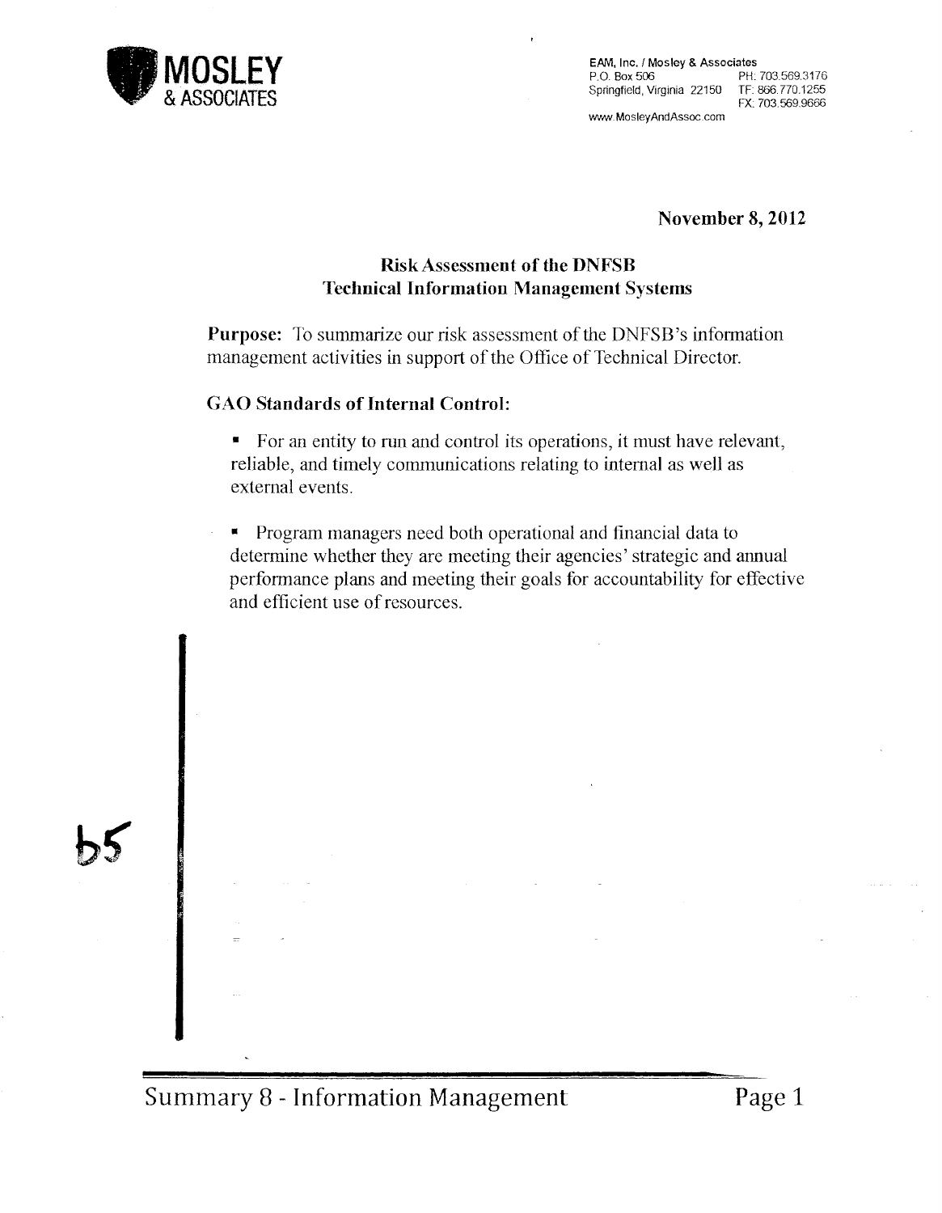**MOSLEY & ASSOCIATES**

EAM, Inc. / Mosley & Associates
P.O. Box 506
Springfield, Virginia 22150
PH: 703.569.3176
TF: 866.770.1255
FX: 703.569.9666
www.MosleyAndAssoc.com

**November 8, 2012**

## Risk Assessment of the DNFSB Technical Information Management Systems

**Purpose:** To summarize our risk assessment of the DNFSB's information management activities in support of the Office of Technical Director.

### GAO Standards of Internal Control:

- For an entity to run and control its operations, it must have relevant, reliable, and timely communications relating to internal as well as external events.
- Program managers need both operational and financial data to determine whether they are meeting their agencies' strategic and annual performance plans and meeting their goals for accountability for effective and efficient use of resources.

b5

Summary 8 - Information Management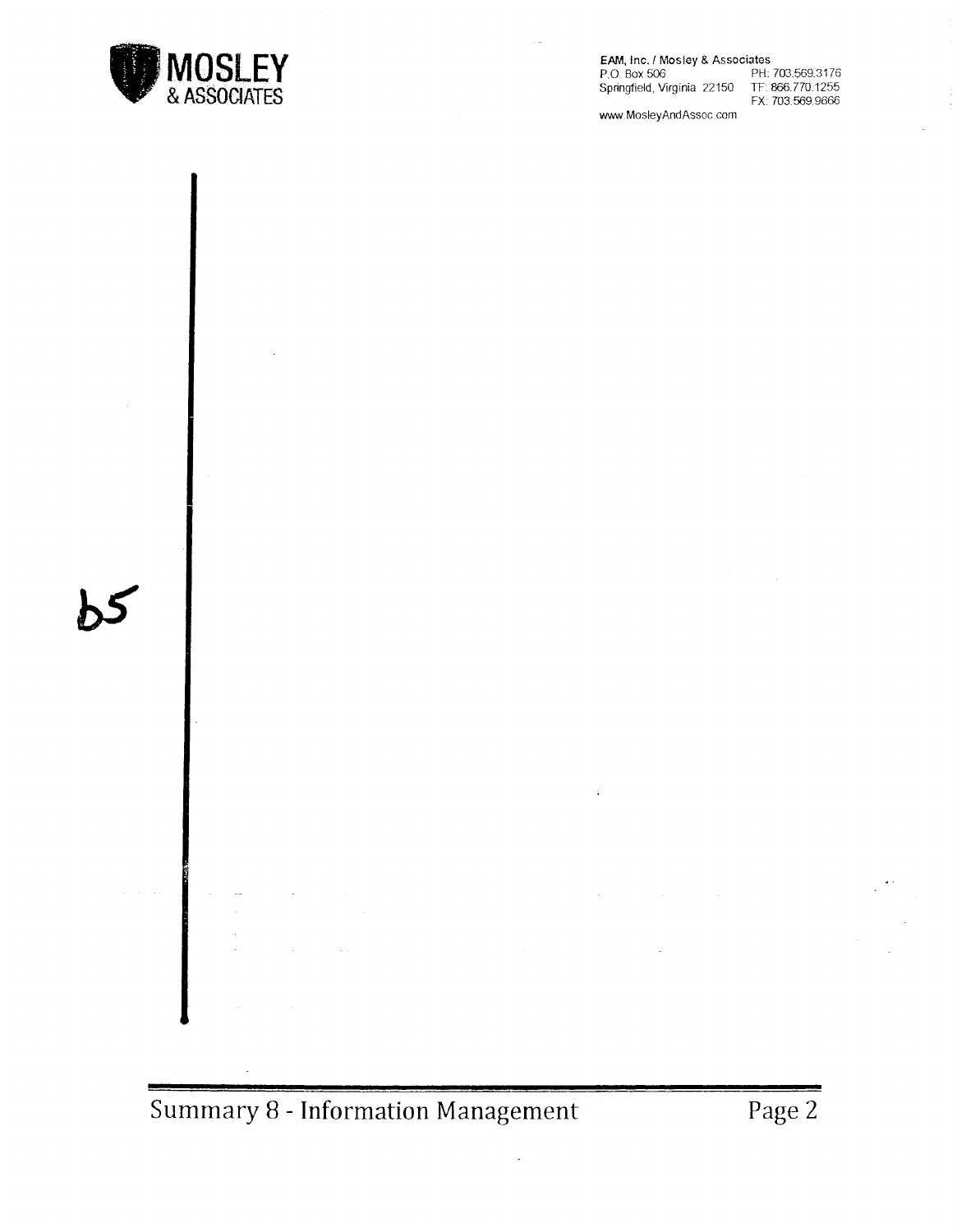b5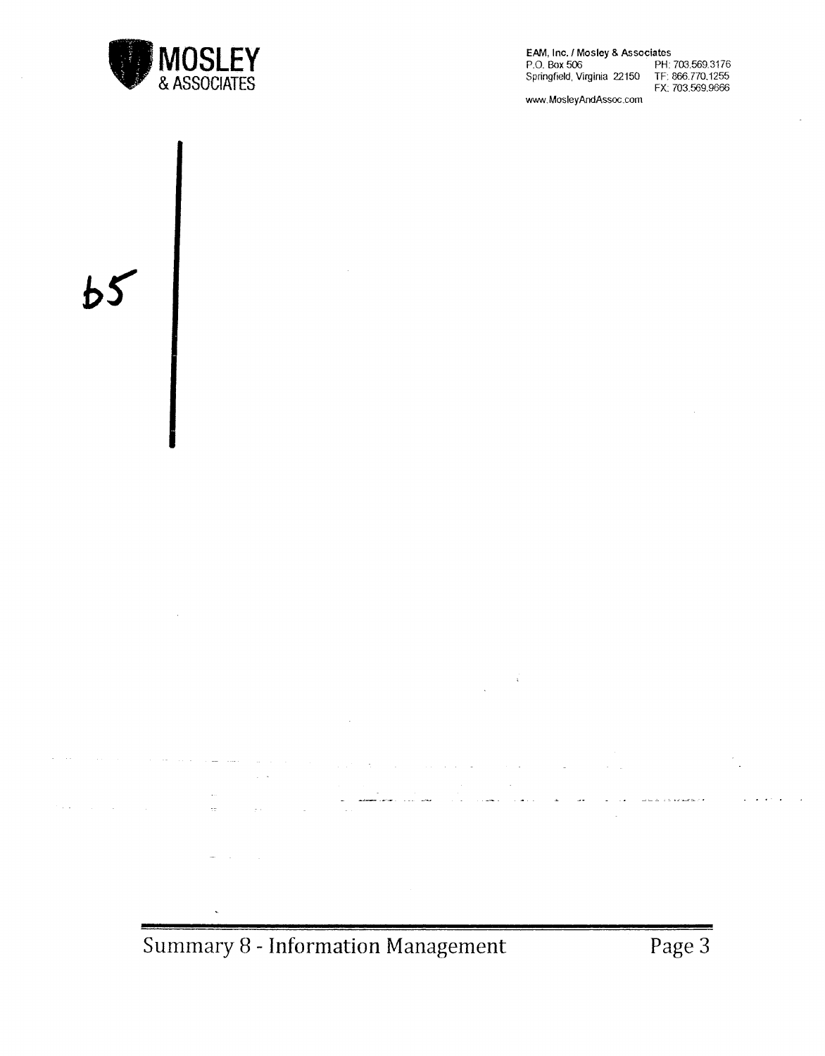b5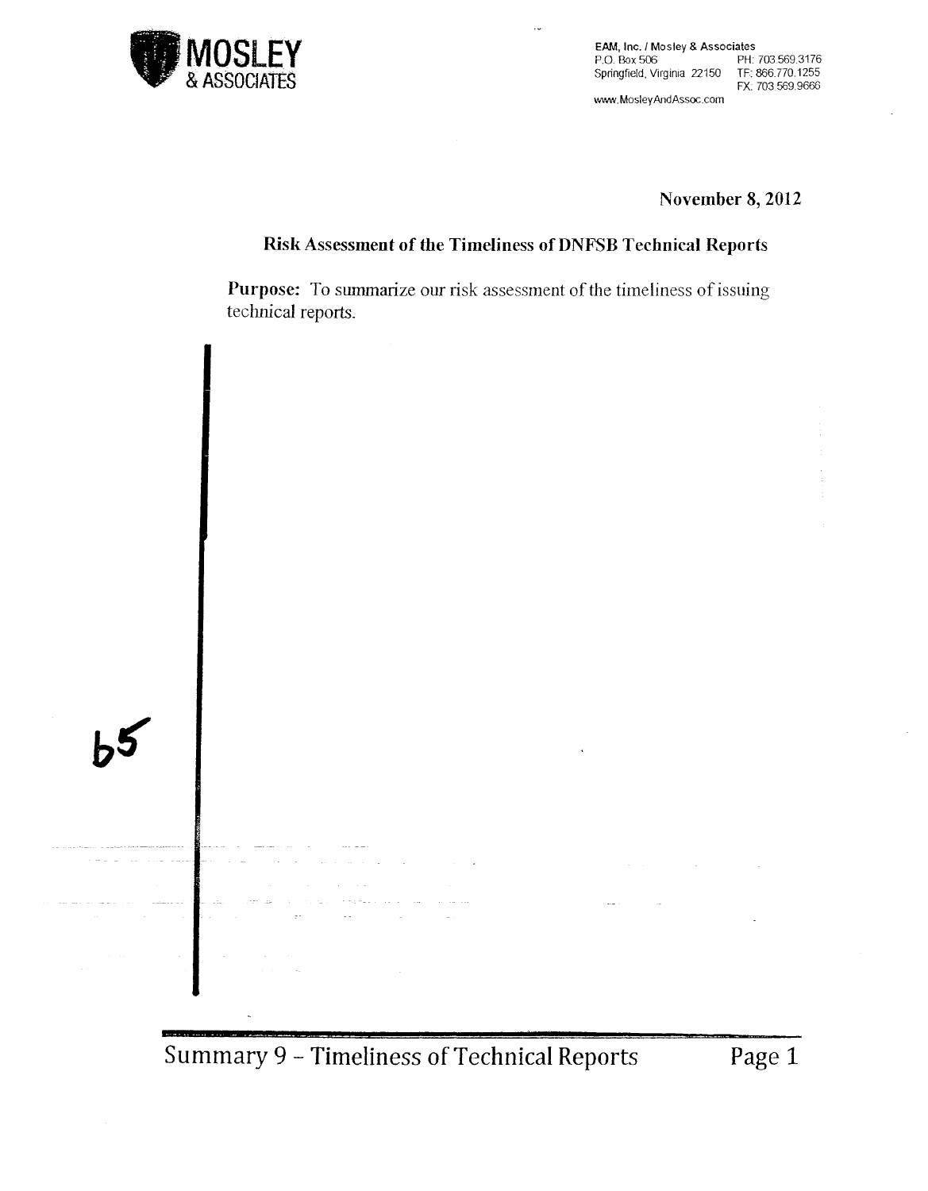EAM, Inc. / Mosley & Associates
P.O. Box 506
Springfield, Virginia 22150
PH: 703.569.3176
TF: 866.770.1255
FX: 703.569.9666
www.MosleyAndAssoc.com

**November 8, 2012**

**Risk Assessment of the Timeliness of DNFSB Technical Reports**

**Purpose:** To summarize our risk assessment of the timeliness of issuing technical reports.

b5

Summary 9 – Timeliness of Technical Reports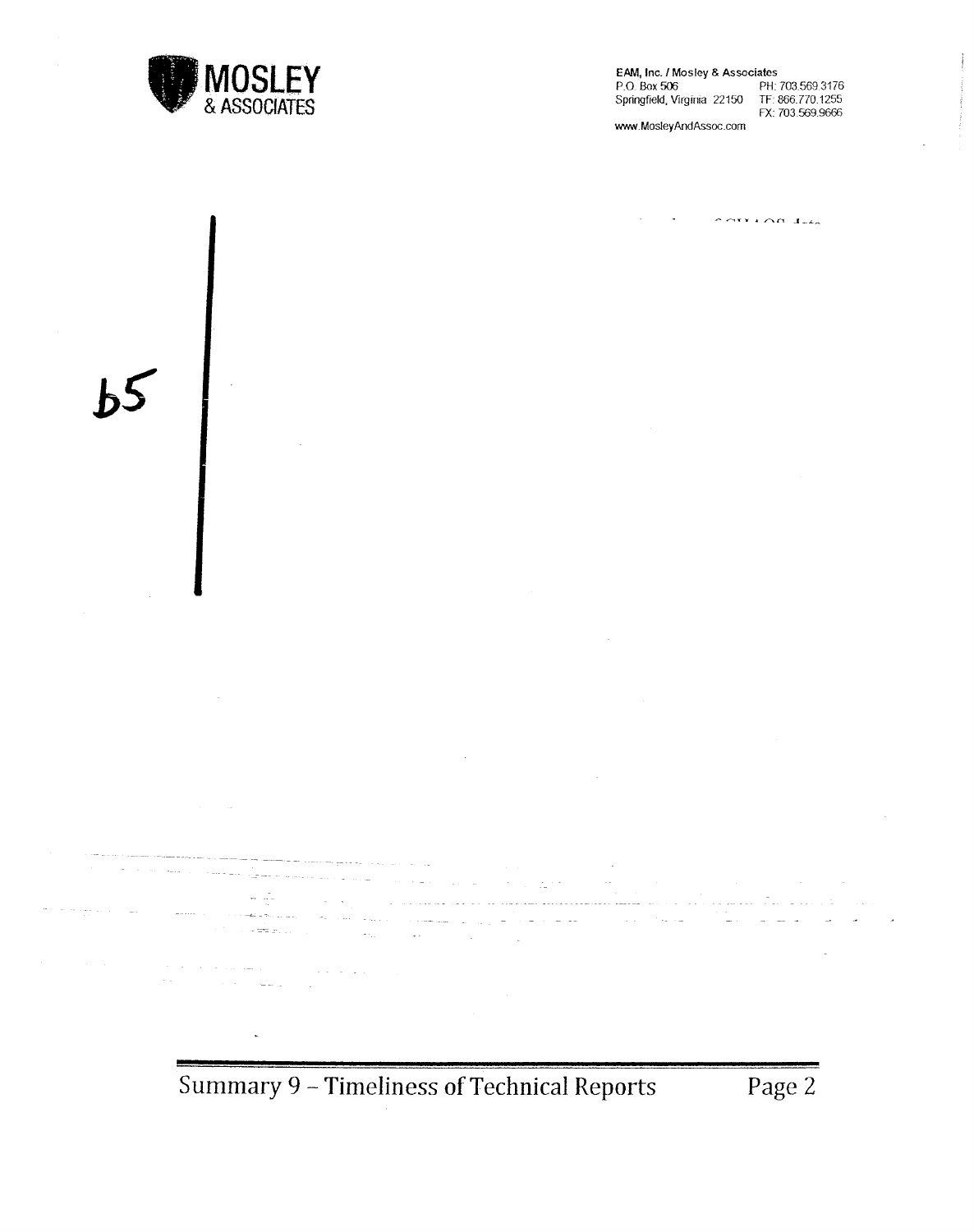**EAM, Inc. / Mosley & Associates**
P.O. Box 506
Springfield, Virginia 22150
PH: 703.569.3176
TF: 866.770.1255
FX: 703.569.9666
www.MosleyAndAssoc.com

b5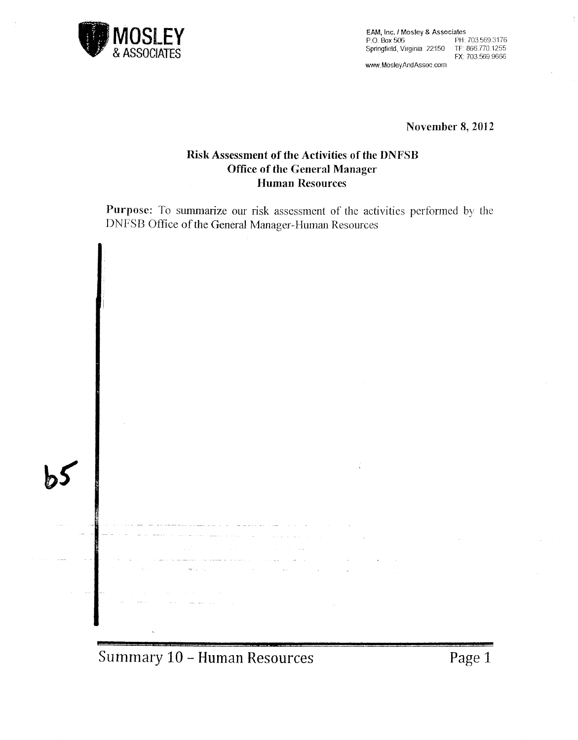EAM, Inc. / Mosley & Associates
P.O. Box 506
Springfield, Virginia 22150
PH: 703.569.3176
TF: 866.770.1255
FX: 703.569.9666
www.MosleyAndAssoc.com

November 8, 2012

**Risk Assessment of the Activities of the DNFSB**
**Office of the General Manager**
**Human Resources**

**Purpose:** To summarize our risk assessment of the activities performed by the DNFSB Office of the General Manager-Human Resources

b5

Summary 10 – Human Resources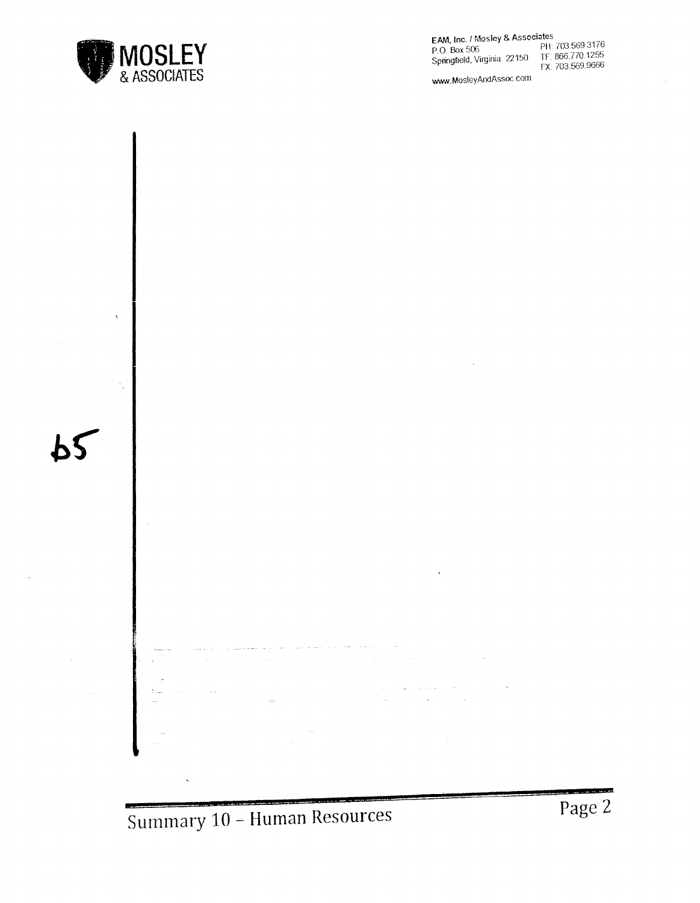EAM, Inc. / Mosley & Associates
P.O. Box 506
Springfield, Virginia 22150
PH: 703.569.3176
TF: 866.770.1255
FX: 703.569.9666
www.MosleyAndAssoc.com

b5

Summary 10 – Human Resources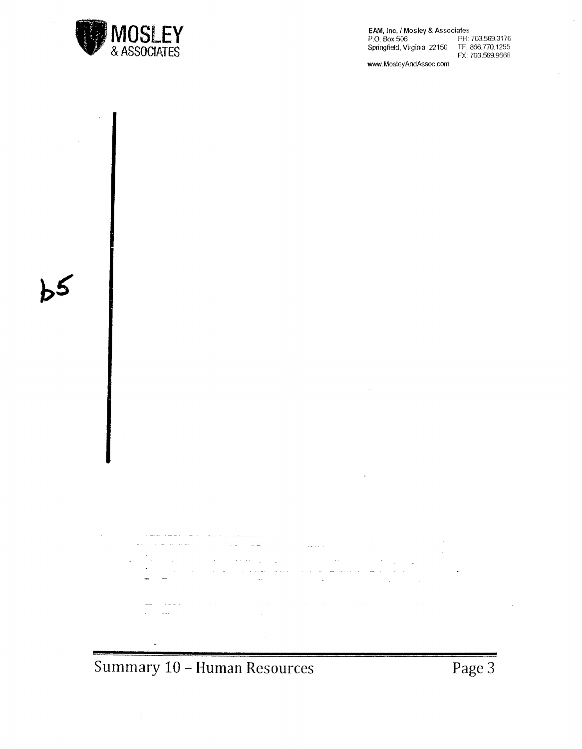b5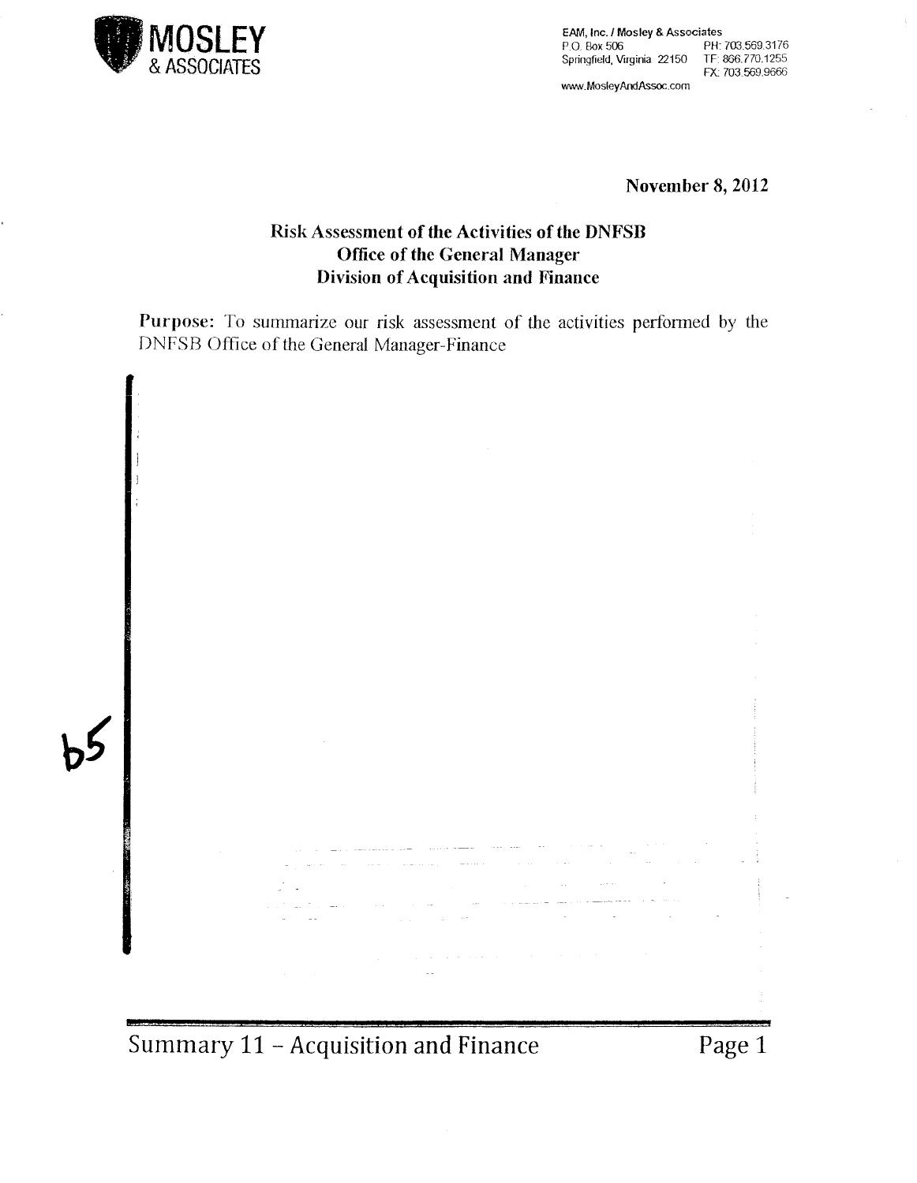**EAM, Inc. / Mosley & Associates**
P.O. Box 506
Springfield, Virginia 22150
PH: 703.569.3176
TF: 866.770.1255
FX: 703.569.9666
www.MosleyAndAssoc.com

**November 8, 2012**

**Risk Assessment of the Activities of the DNFSB**
**Office of the General Manager**
**Division of Acquisition and Finance**

**Purpose:** To summarize our risk assessment of the activities performed by the DNFSB Office of the General Manager-Finance

b5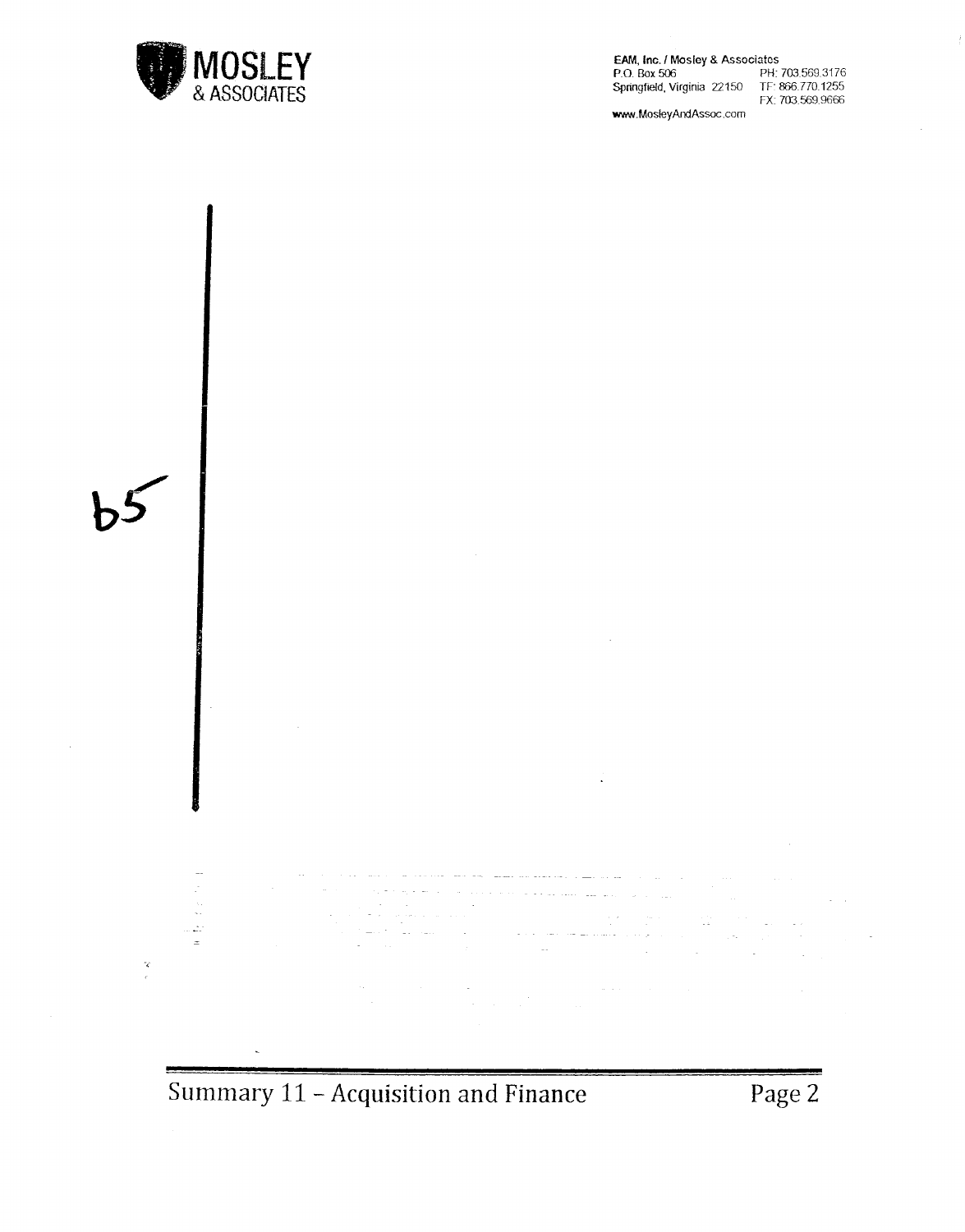b5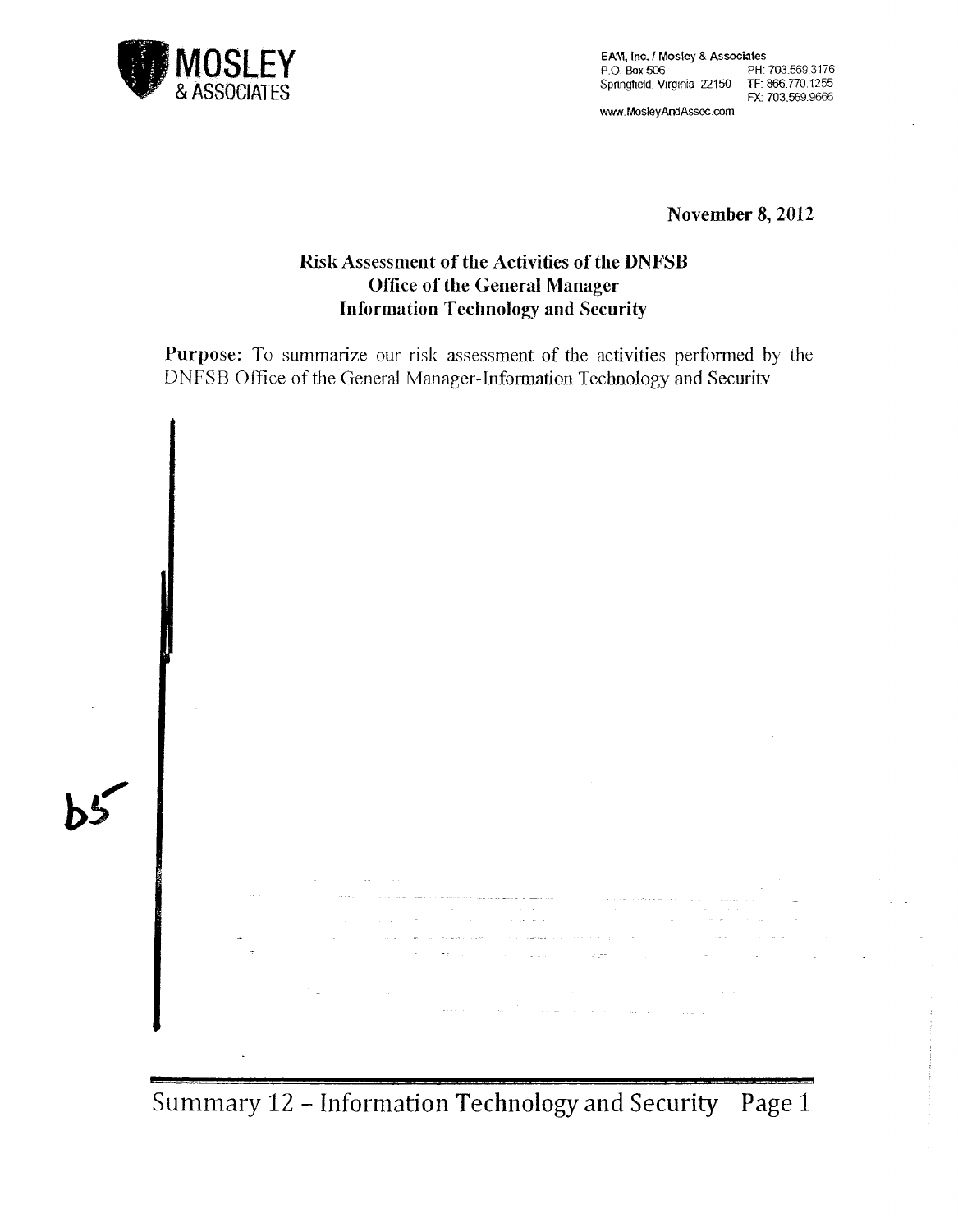MOSLEY & ASSOCIATES

EAM, Inc. / Mosley & Associates
P.O. Box 506
Springfield, Virginia 22150
PH: 703.569.3176
TF: 866.770.1255
FX: 703.569.9666
www.MosleyAndAssoc.com

**November 8, 2012**

## Risk Assessment of the Activities of the DNFSB Office of the General Manager Information Technology and Security

**Purpose:** To summarize our risk assessment of the activities performed by the DNFSB Office of the General Manager-Information Technology and Security

b5

Summary 12 – Information Technology and Security Page 1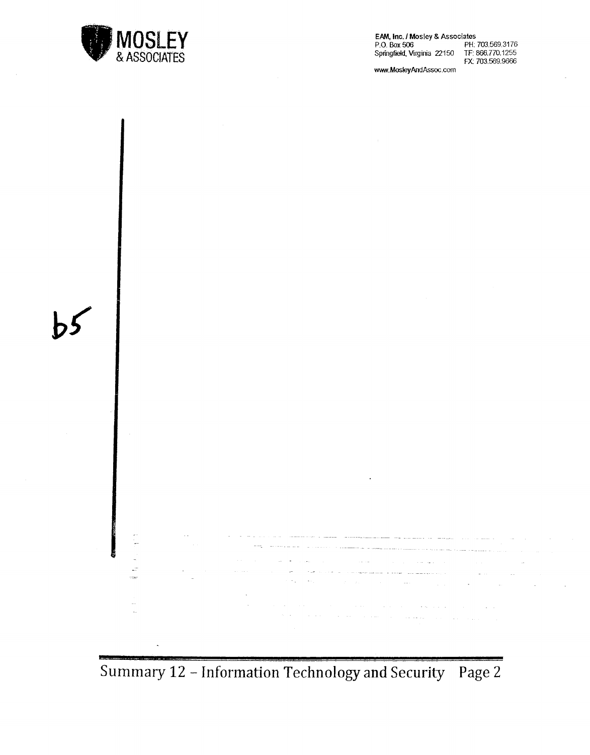**MOSLEY**
& ASSOCIATES

EAM, Inc. / Mosley & Associates
P.O. Box 506
Springfield, Virginia 22150
PH: 703.569.3176
TF: 866.770.1255
FX: 703.569.9666
www.MosleyAndAssoc.com

b5

Summary 12 – Information Technology and Security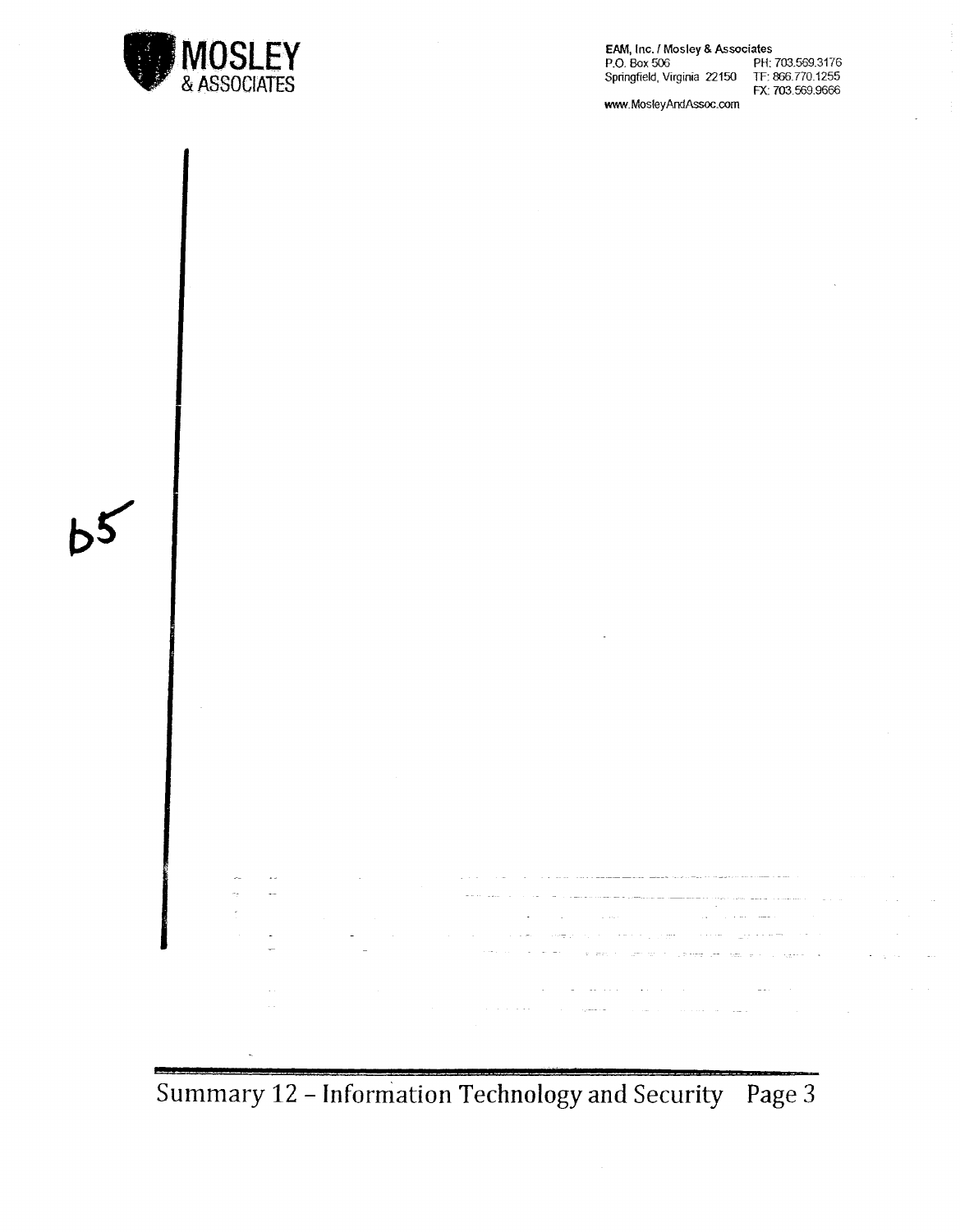**EAM, Inc. / Mosley & Associates**
P.O. Box 506
Springfield, Virginia 22150
PH: 703.569.3176
TF: 866.770.1255
FX: 703.569.9666
www.MosleyAndAssoc.com

b5

Summary 12 – Information Technology and Security Page 3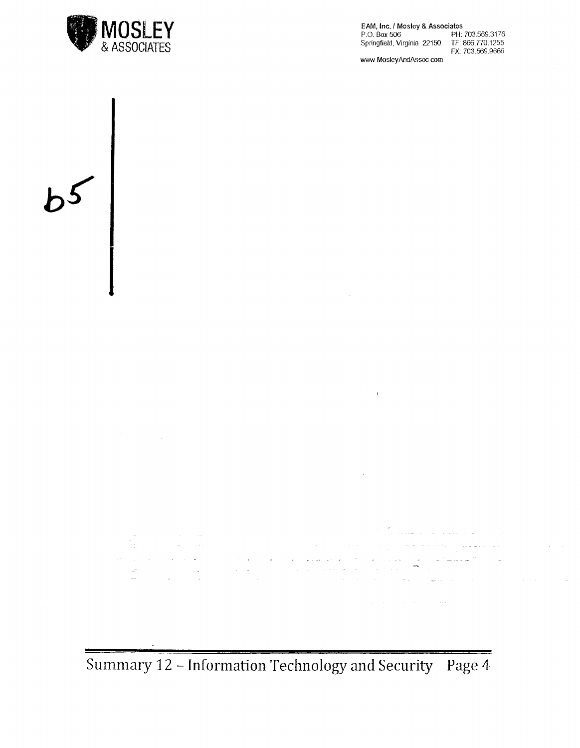EAM, Inc. / Mosley & Associates
P.O. Box 506
Springfield, Virginia 22150
PH: 703.569.3176
TF: 866.770.1255
FX: 703.569.9666
www.MosleyAndAssoc.com

b5

Summary 12 – Information Technology and Security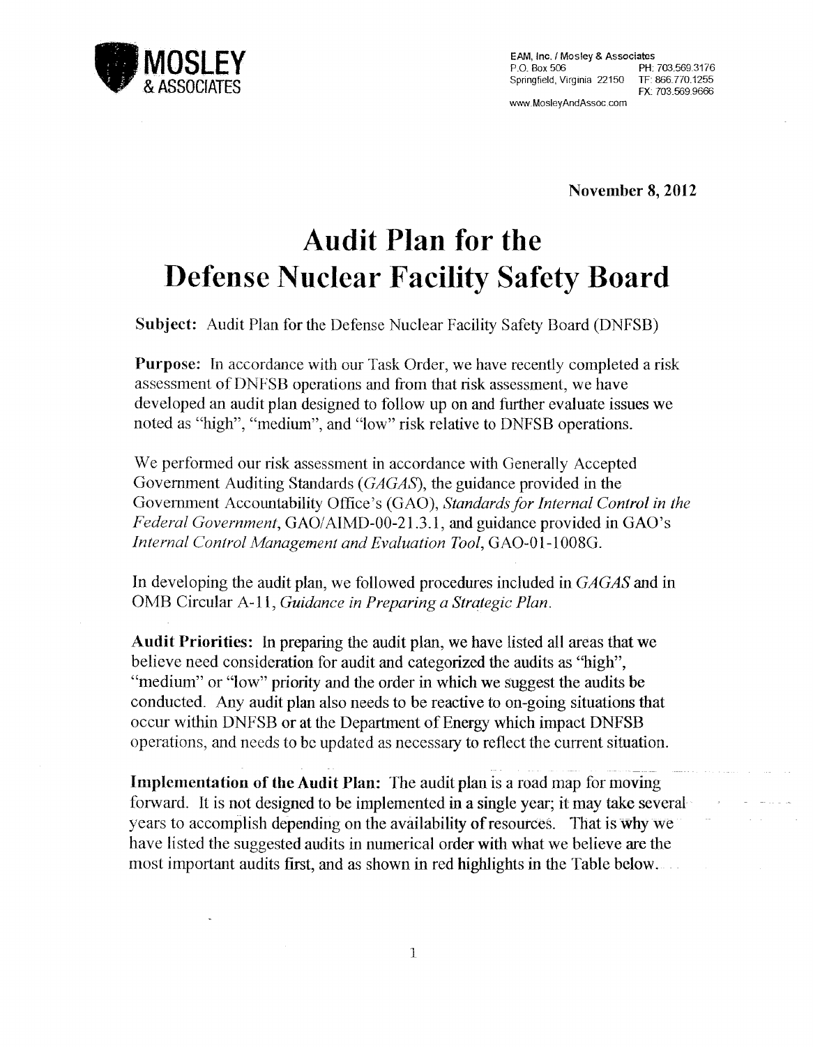**MOSLEY & ASSOCIATES**

EAM, Inc. / Mosley & Associates
P.O. Box 506
Springfield, Virginia 22150
PH: 703.569.3176
TF: 866.770.1255
FX: 703.569.9666
www.MosleyAndAssoc.com

**November 8, 2012**

# Audit Plan for the Defense Nuclear Facility Safety Board

**Subject:** Audit Plan for the Defense Nuclear Facility Safety Board (DNFSB)

**Purpose:** In accordance with our Task Order, we have recently completed a risk assessment of DNFSB operations and from that risk assessment, we have developed an audit plan designed to follow up on and further evaluate issues we noted as "high", "medium", and "low" risk relative to DNFSB operations.

We performed our risk assessment in accordance with Generally Accepted Government Auditing Standards (*GAGAS*), the guidance provided in the Government Accountability Office's (GAO), *Standards for Internal Control in the Federal Government*, GAO/AIMD-00-21.3.1, and guidance provided in GAO's *Internal Control Management and Evaluation Tool*, GAO-01-1008G.

In developing the audit plan, we followed procedures included in *GAGAS* and in OMB Circular A-11, *Guidance in Preparing a Strategic Plan*.

**Audit Priorities:** In preparing the audit plan, we have listed all areas that we believe need consideration for audit and categorized the audits as "high", "medium" or "low" priority and the order in which we suggest the audits be conducted. Any audit plan also needs to be reactive to on-going situations that occur within DNFSB or at the Department of Energy which impact DNFSB operations, and needs to be updated as necessary to reflect the current situation.

**Implementation of the Audit Plan:** The audit plan is a road map for moving forward. It is not designed to be implemented in a single year; it may take several years to accomplish depending on the availability of resources. That is why we have listed the suggested audits in numerical order with what we believe are the most important audits first, and as shown in red highlights in the Table below.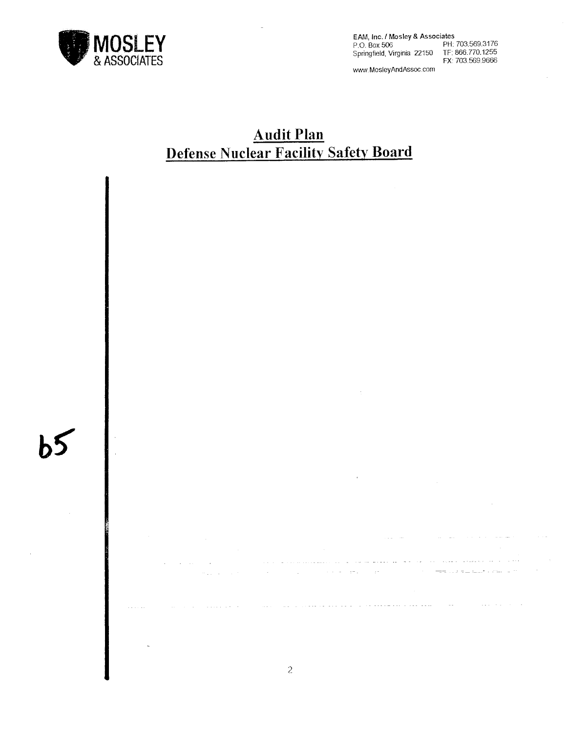MOSLEY & ASSOCIATES

EAM, Inc. / Mosley & Associates
P.O. Box 506
Springfield, Virginia 22150
PH: 703.569.3176
TF: 866.770.1255
FX: 703.569.9666
www.MosleyAndAssoc.com

# Audit Plan
# Defense Nuclear Facility Safety Board

b5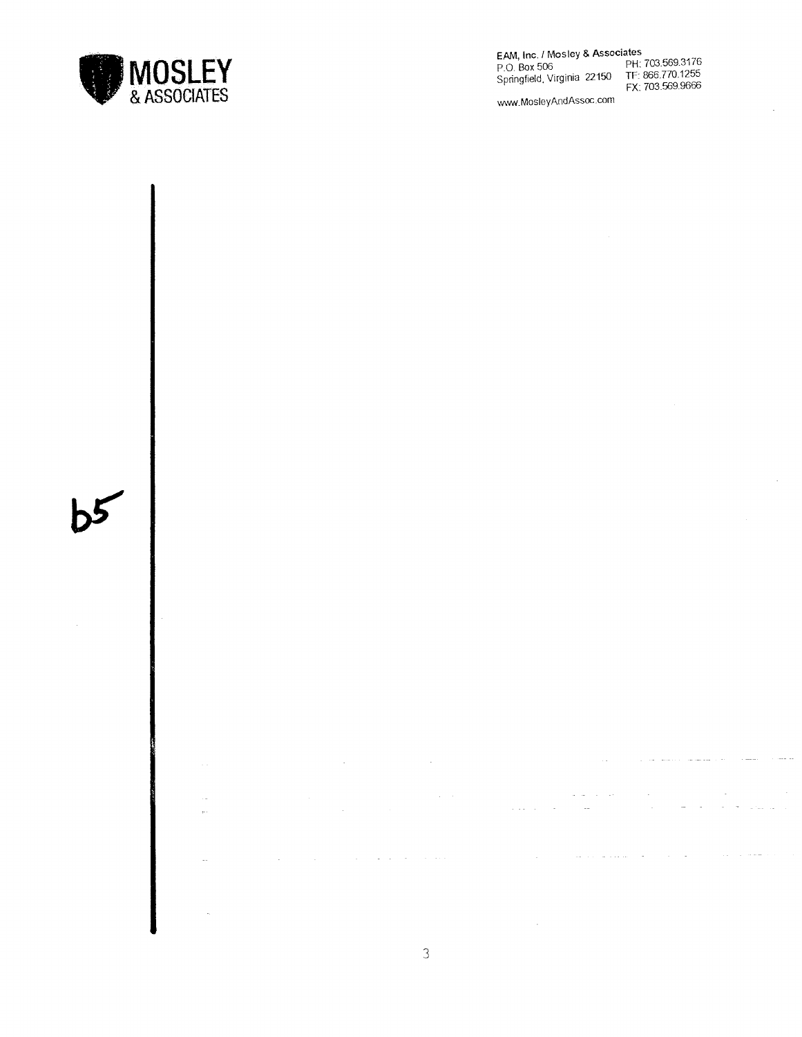**MOSLEY**
& ASSOCIATES

EAM, Inc. / Mosley & Associates
P.O. Box 506
Springfield, Virginia 22150
PH: 703.569.3176
TF: 866.770.1255
FX: 703.569.9666

www.MosleyAndAssoc.com

b5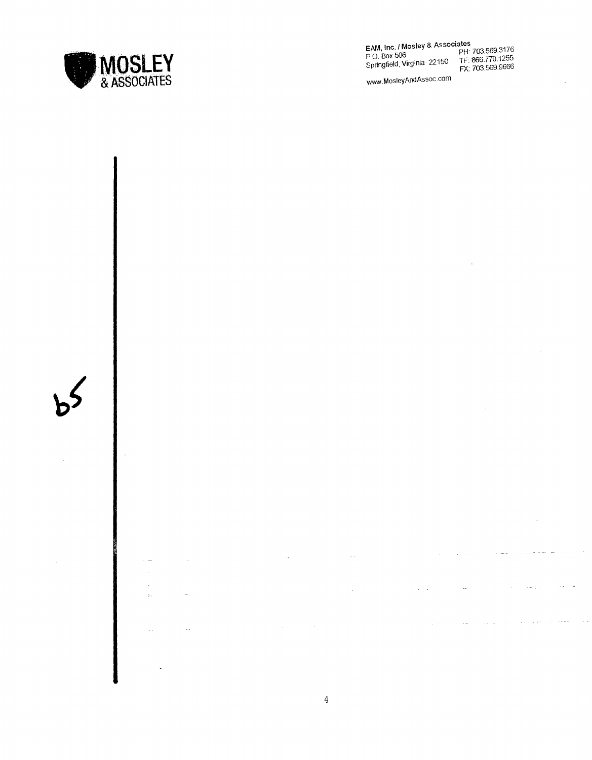**MOSLEY & ASSOCIATES**

EAM, Inc. / Mosley & Associates
P.O. Box 506
Springfield, Virginia 22150

PH: 703.569.3176
TF: 866.770.1255
FX: 703.569.9666

www.MosleyAndAssoc.com

b5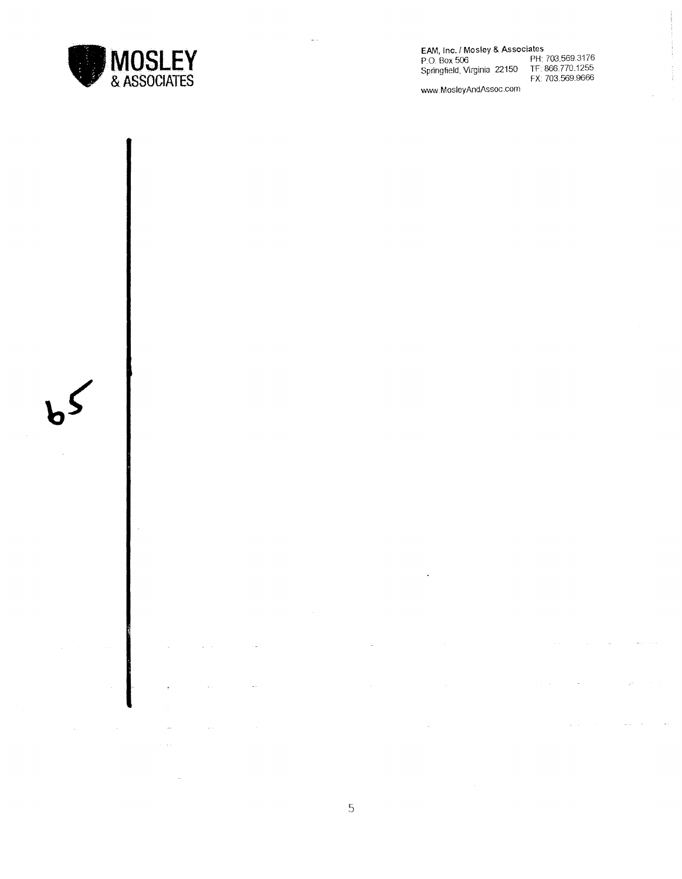**MOSLEY**
**& ASSOCIATES**

**EAM, Inc. / Mosley & Associates**
P.O. Box 506
Springfield, Virginia 22150

PH: 703.569.3176
TF: 866.770.1255
FX: 703.569.9666

www.MosleyAndAssoc.com

b5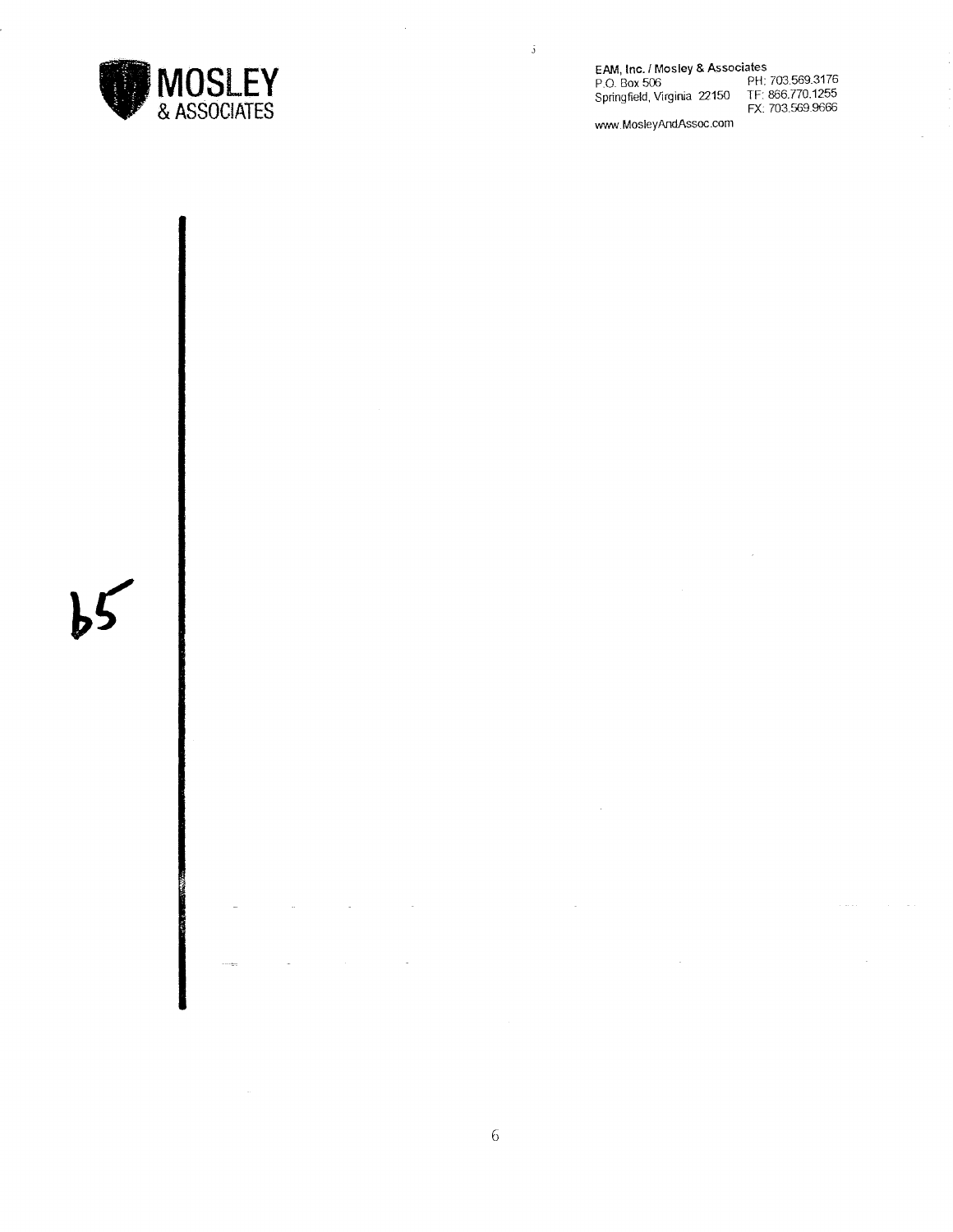**MOSLEY**
**& ASSOCIATES**

**EAM, Inc. / Mosley & Associates**
P.O. Box 506
Springfield, Virginia 22150
PH: 703.569.3176
TF: 866.770.1255
FX: 703.569.9666

www.MosleyAndAssoc.com

b5